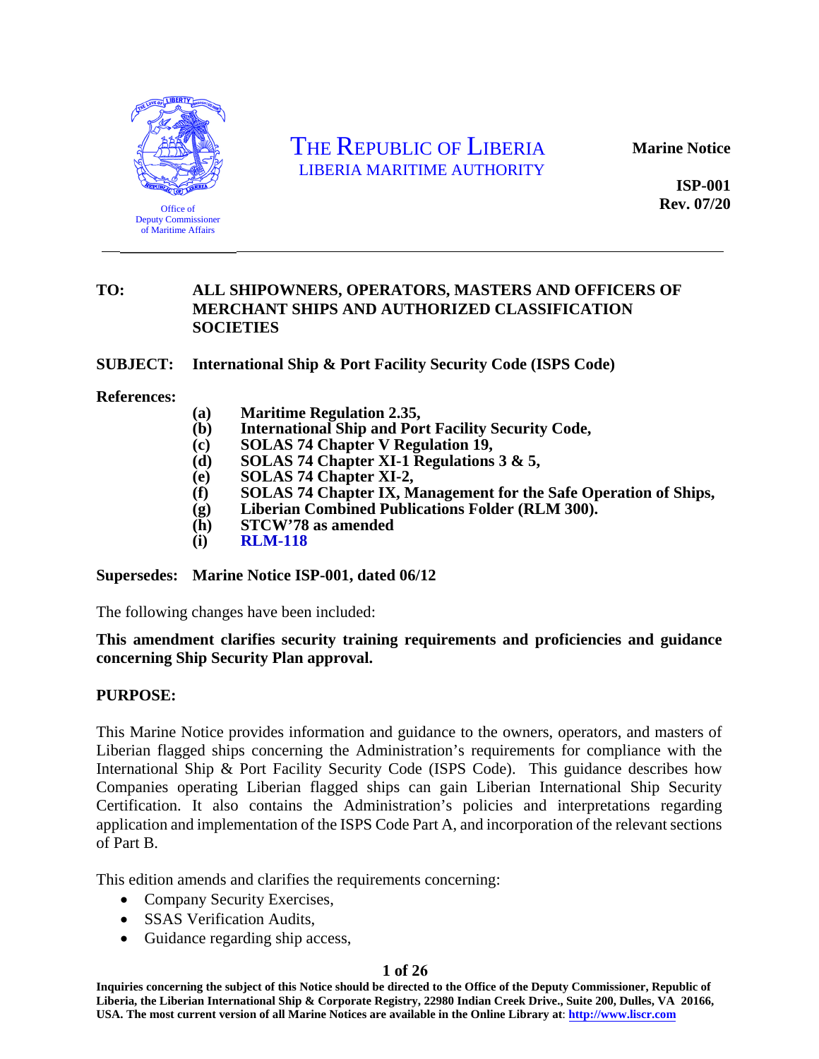Office of
Deputy Commissioner
of Maritime Affairs

# THE REPUBLIC OF LIBERIA
LIBERIA MARITIME AUTHORITY

**Marine Notice**

**ISP-001**
**Rev. 07/20**

---

**TO:** **ALL SHIPOWNERS, OPERATORS, MASTERS AND OFFICERS OF MERCHANT SHIPS AND AUTHORIZED CLASSIFICATION SOCIETIES**

**SUBJECT:** **International Ship & Port Facility Security Code (ISPS Code)**

**References:**

- **(a)** **Maritime Regulation 2.35,**
- **(b)** **International Ship and Port Facility Security Code,**
- **(c)** **SOLAS 74 Chapter V Regulation 19,**
- **(d)** **SOLAS 74 Chapter XI-1 Regulations 3 & 5,**
- **(e)** **SOLAS 74 Chapter XI-2,**
- **(f)** **SOLAS 74 Chapter IX, Management for the Safe Operation of Ships,**
- **(g)** **Liberian Combined Publications Folder (RLM 300).**
- **(h)** **STCW'78 as amended**
- **(i)** **RLM-118**

**Supersedes:** **Marine Notice ISP-001, dated 06/12**

The following changes have been included:

**This amendment clarifies security training requirements and proficiencies and guidance concerning Ship Security Plan approval.**

**PURPOSE:**

This Marine Notice provides information and guidance to the owners, operators, and masters of Liberian flagged ships concerning the Administration's requirements for compliance with the International Ship & Port Facility Security Code (ISPS Code). This guidance describes how Companies operating Liberian flagged ships can gain Liberian International Ship Security Certification. It also contains the Administration's policies and interpretations regarding application and implementation of the ISPS Code Part A, and incorporation of the relevant sections of Part B.

This edition amends and clarifies the requirements concerning:

- Company Security Exercises,
- SSAS Verification Audits,
- Guidance regarding ship access,

Inquiries concerning the subject of this Notice should be directed to the Office of the Deputy Commissioner, Republic of Liberia, the Liberian International Ship & Corporate Registry, 22980 Indian Creek Drive., Suite 200, Dulles, VA 20166, USA. The most current version of all Marine Notices are available in the Online Library at: http://www.liscr.com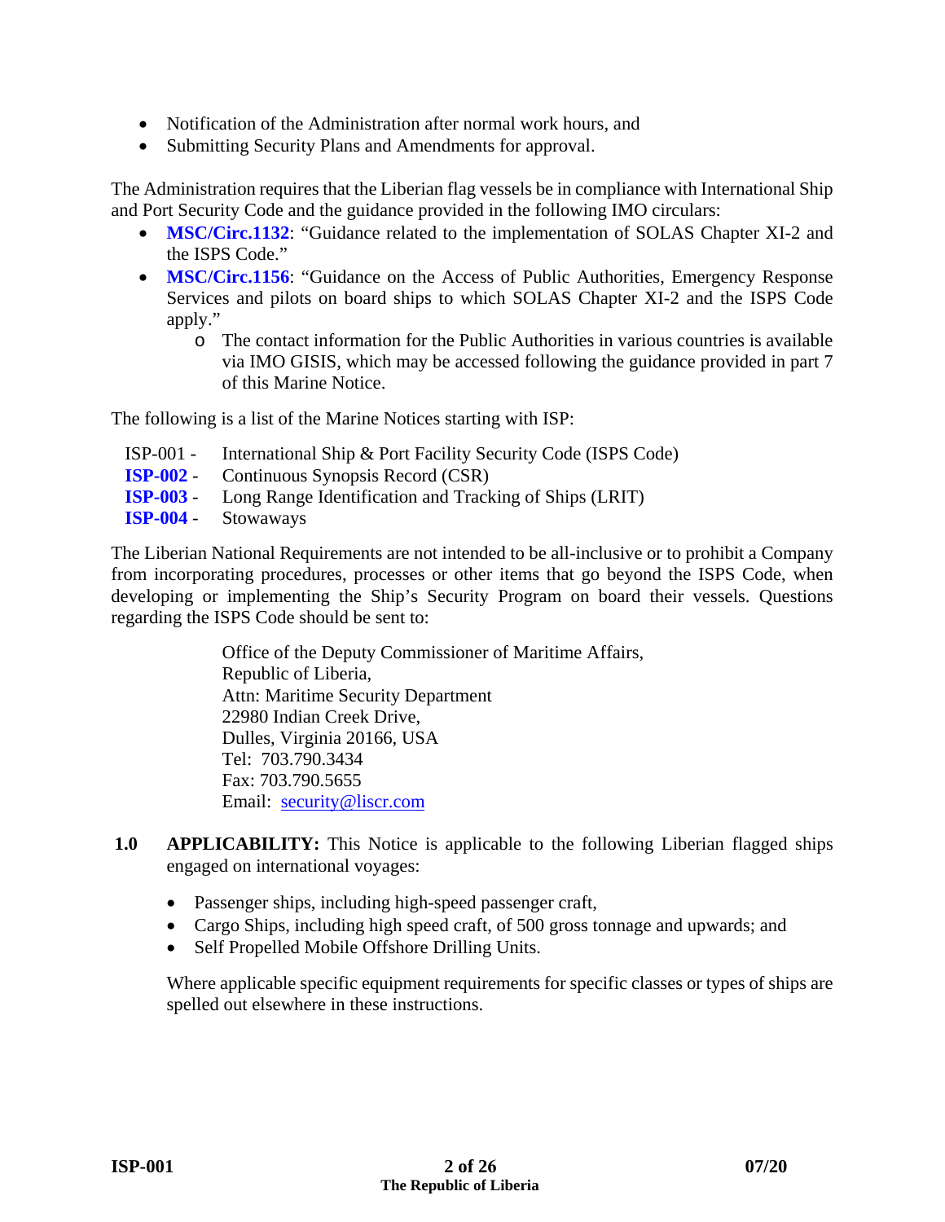- Notification of the Administration after normal work hours, and
- Submitting Security Plans and Amendments for approval.

The Administration requires that the Liberian flag vessels be in compliance with International Ship and Port Security Code and the guidance provided in the following IMO circulars:

- **MSC/Circ.1132**: "Guidance related to the implementation of SOLAS Chapter XI-2 and the ISPS Code."
- **MSC/Circ.1156**: "Guidance on the Access of Public Authorities, Emergency Response Services and pilots on board ships to which SOLAS Chapter XI-2 and the ISPS Code apply."
  - The contact information for the Public Authorities in various countries is available via IMO GISIS, which may be accessed following the guidance provided in part 7 of this Marine Notice.

The following is a list of the Marine Notices starting with ISP:

ISP-001 - International Ship & Port Facility Security Code (ISPS Code)
**ISP-002** - Continuous Synopsis Record (CSR)
**ISP-003** - Long Range Identification and Tracking of Ships (LRIT)
**ISP-004** - Stowaways

The Liberian National Requirements are not intended to be all-inclusive or to prohibit a Company from incorporating procedures, processes or other items that go beyond the ISPS Code, when developing or implementing the Ship's Security Program on board their vessels. Questions regarding the ISPS Code should be sent to:

Office of the Deputy Commissioner of Maritime Affairs,
Republic of Liberia,
Attn: Maritime Security Department
22980 Indian Creek Drive,
Dulles, Virginia 20166, USA
Tel: 703.790.3434
Fax: 703.790.5655
Email: security@liscr.com

**1.0 APPLICABILITY:** This Notice is applicable to the following Liberian flagged ships engaged on international voyages:

- Passenger ships, including high-speed passenger craft,
- Cargo Ships, including high speed craft, of 500 gross tonnage and upwards; and
- Self Propelled Mobile Offshore Drilling Units.

Where applicable specific equipment requirements for specific classes or types of ships are spelled out elsewhere in these instructions.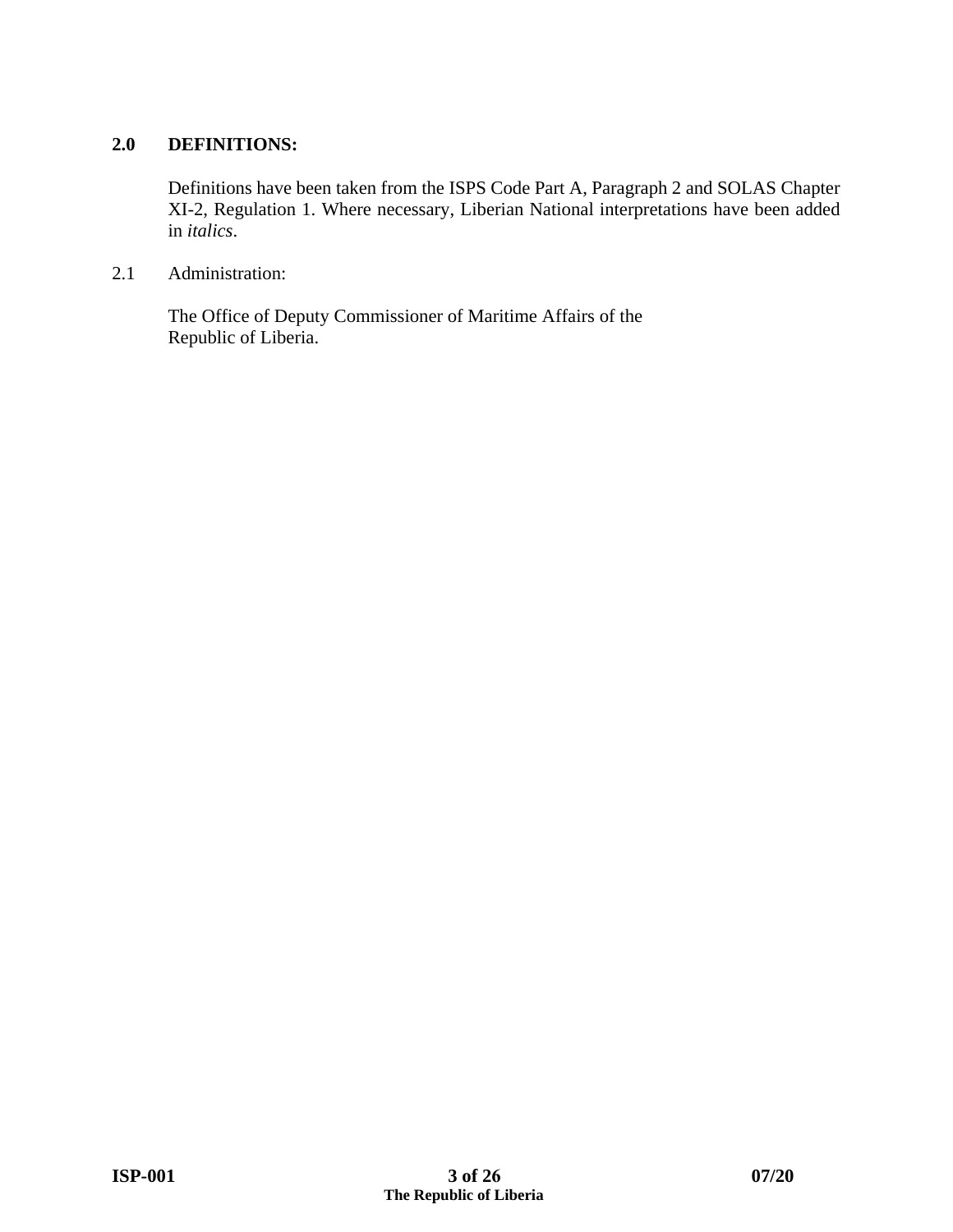## 2.0 DEFINITIONS:

Definitions have been taken from the ISPS Code Part A, Paragraph 2 and SOLAS Chapter XI-2, Regulation 1. Where necessary, Liberian National interpretations have been added in *italics*.

2.1 Administration:

The Office of Deputy Commissioner of Maritime Affairs of the Republic of Liberia.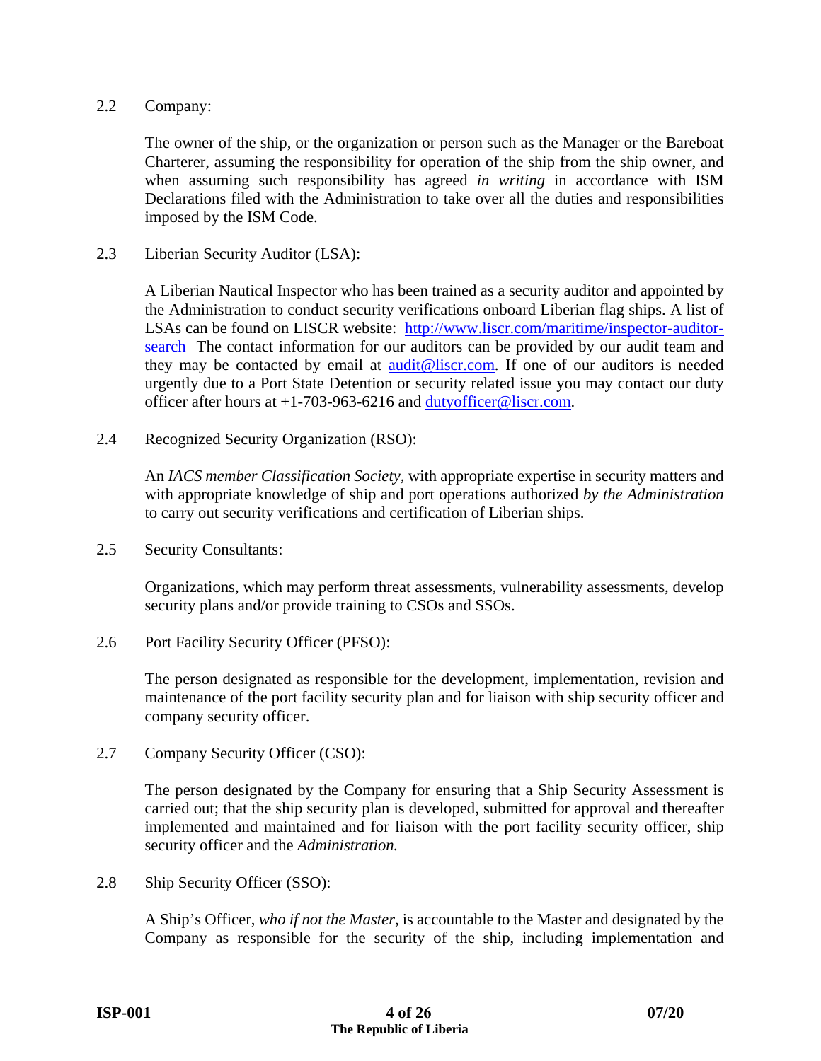2.2 Company:

The owner of the ship, or the organization or person such as the Manager or the Bareboat Charterer, assuming the responsibility for operation of the ship from the ship owner, and when assuming such responsibility has agreed *in writing* in accordance with ISM Declarations filed with the Administration to take over all the duties and responsibilities imposed by the ISM Code.

2.3 Liberian Security Auditor (LSA):

A Liberian Nautical Inspector who has been trained as a security auditor and appointed by the Administration to conduct security verifications onboard Liberian flag ships. A list of LSAs can be found on LISCR website: [http://www.liscr.com/maritime/inspector-auditor-search](http://www.liscr.com/maritime/inspector-auditor-search) The contact information for our auditors can be provided by our audit team and they may be contacted by email at [audit@liscr.com](mailto:audit@liscr.com). If one of our auditors is needed urgently due to a Port State Detention or security related issue you may contact our duty officer after hours at +1-703-963-6216 and [dutyofficer@liscr.com](mailto:dutyofficer@liscr.com).

2.4 Recognized Security Organization (RSO):

An *IACS member Classification Society*, with appropriate expertise in security matters and with appropriate knowledge of ship and port operations authorized *by the Administration* to carry out security verifications and certification of Liberian ships.

2.5 Security Consultants:

Organizations, which may perform threat assessments, vulnerability assessments, develop security plans and/or provide training to CSOs and SSOs.

2.6 Port Facility Security Officer (PFSO):

The person designated as responsible for the development, implementation, revision and maintenance of the port facility security plan and for liaison with ship security officer and company security officer.

2.7 Company Security Officer (CSO):

The person designated by the Company for ensuring that a Ship Security Assessment is carried out; that the ship security plan is developed, submitted for approval and thereafter implemented and maintained and for liaison with the port facility security officer, ship security officer and the *Administration.*

2.8 Ship Security Officer (SSO):

A Ship's Officer, *who if not the Master*, is accountable to the Master and designated by the Company as responsible for the security of the ship, including implementation and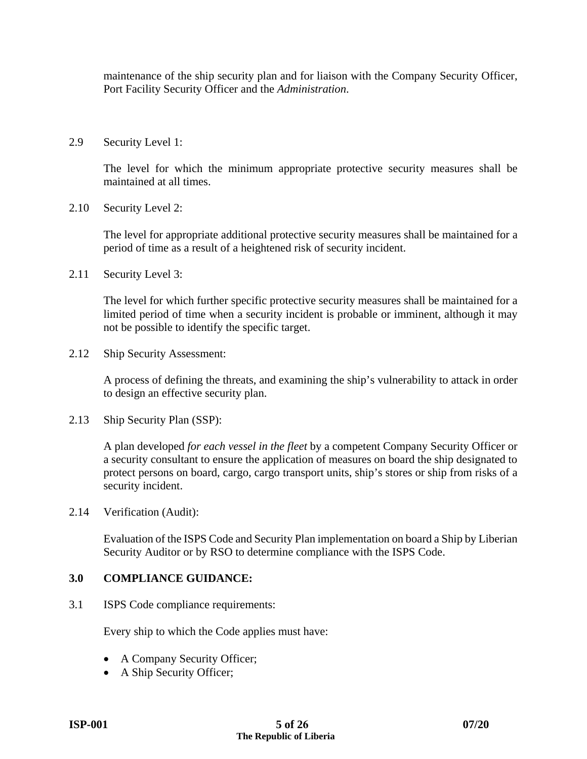maintenance of the ship security plan and for liaison with the Company Security Officer, Port Facility Security Officer and the *Administration.*

2.9 Security Level 1:

The level for which the minimum appropriate protective security measures shall be maintained at all times.

2.10 Security Level 2:

The level for appropriate additional protective security measures shall be maintained for a period of time as a result of a heightened risk of security incident.

2.11 Security Level 3:

The level for which further specific protective security measures shall be maintained for a limited period of time when a security incident is probable or imminent, although it may not be possible to identify the specific target.

2.12 Ship Security Assessment:

A process of defining the threats, and examining the ship's vulnerability to attack in order to design an effective security plan.

2.13 Ship Security Plan (SSP):

A plan developed *for each vessel in the fleet* by a competent Company Security Officer or a security consultant to ensure the application of measures on board the ship designated to protect persons on board, cargo, cargo transport units, ship's stores or ship from risks of a security incident.

2.14 Verification (Audit):

Evaluation of the ISPS Code and Security Plan implementation on board a Ship by Liberian Security Auditor or by RSO to determine compliance with the ISPS Code.

## 3.0 COMPLIANCE GUIDANCE:

3.1 ISPS Code compliance requirements:

Every ship to which the Code applies must have:

- A Company Security Officer;
- A Ship Security Officer;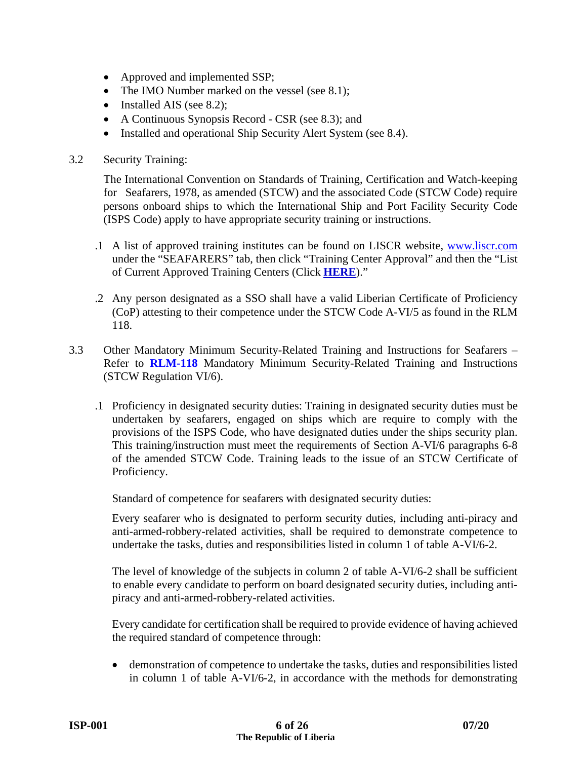- Approved and implemented SSP;
- The IMO Number marked on the vessel (see 8.1);
- Installed AIS (see 8.2);
- A Continuous Synopsis Record - CSR (see 8.3); and
- Installed and operational Ship Security Alert System (see 8.4).

3.2 Security Training:

The International Convention on Standards of Training, Certification and Watch-keeping for Seafarers, 1978, as amended (STCW) and the associated Code (STCW Code) require persons onboard ships to which the International Ship and Port Facility Security Code (ISPS Code) apply to have appropriate security training or instructions.

.1 A list of approved training institutes can be found on LISCR website, www.liscr.com under the "SEAFARERS" tab, then click "Training Center Approval" and then the "List of Current Approved Training Centers (Click **HERE**)."

.2 Any person designated as a SSO shall have a valid Liberian Certificate of Proficiency (CoP) attesting to their competence under the STCW Code A-VI/5 as found in the RLM 118.

3.3 Other Mandatory Minimum Security-Related Training and Instructions for Seafarers – Refer to **RLM-118** Mandatory Minimum Security-Related Training and Instructions (STCW Regulation VI/6).

.1 Proficiency in designated security duties: Training in designated security duties must be undertaken by seafarers, engaged on ships which are require to comply with the provisions of the ISPS Code, who have designated duties under the ships security plan. This training/instruction must meet the requirements of Section A-VI/6 paragraphs 6-8 of the amended STCW Code. Training leads to the issue of an STCW Certificate of Proficiency.

Standard of competence for seafarers with designated security duties:

Every seafarer who is designated to perform security duties, including anti-piracy and anti-armed-robbery-related activities, shall be required to demonstrate competence to undertake the tasks, duties and responsibilities listed in column 1 of table A-VI/6-2.

The level of knowledge of the subjects in column 2 of table A-VI/6-2 shall be sufficient to enable every candidate to perform on board designated security duties, including anti-piracy and anti-armed-robbery-related activities.

Every candidate for certification shall be required to provide evidence of having achieved the required standard of competence through:

- demonstration of competence to undertake the tasks, duties and responsibilities listed in column 1 of table A-VI/6-2, in accordance with the methods for demonstrating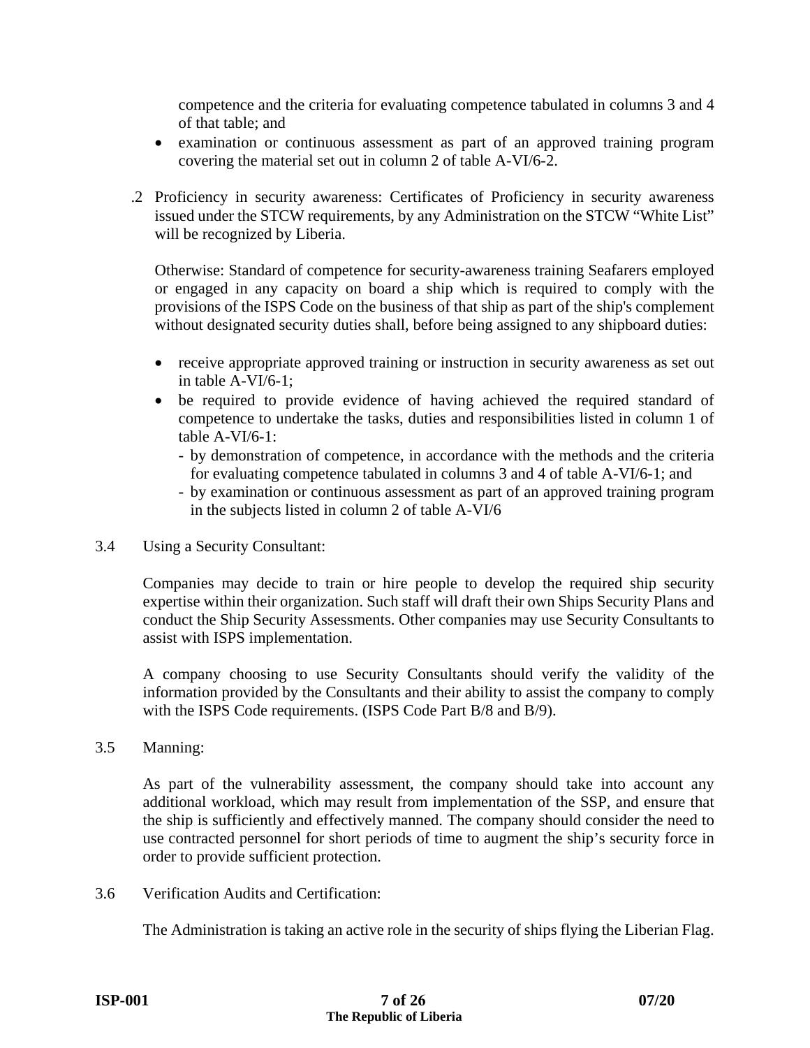competence and the criteria for evaluating competence tabulated in columns 3 and 4 of that table; and

- examination or continuous assessment as part of an approved training program covering the material set out in column 2 of table A-VI/6-2.

.2 Proficiency in security awareness: Certificates of Proficiency in security awareness issued under the STCW requirements, by any Administration on the STCW "White List" will be recognized by Liberia.

Otherwise: Standard of competence for security-awareness training Seafarers employed or engaged in any capacity on board a ship which is required to comply with the provisions of the ISPS Code on the business of that ship as part of the ship's complement without designated security duties shall, before being assigned to any shipboard duties:

- receive appropriate approved training or instruction in security awareness as set out in table A-VI/6-1;
- be required to provide evidence of having achieved the required standard of competence to undertake the tasks, duties and responsibilities listed in column 1 of table A-VI/6-1:
  - by demonstration of competence, in accordance with the methods and the criteria for evaluating competence tabulated in columns 3 and 4 of table A-VI/6-1; and
  - by examination or continuous assessment as part of an approved training program in the subjects listed in column 2 of table A-VI/6

3.4 Using a Security Consultant:

Companies may decide to train or hire people to develop the required ship security expertise within their organization. Such staff will draft their own Ships Security Plans and conduct the Ship Security Assessments. Other companies may use Security Consultants to assist with ISPS implementation.

A company choosing to use Security Consultants should verify the validity of the information provided by the Consultants and their ability to assist the company to comply with the ISPS Code requirements. (ISPS Code Part B/8 and B/9).

3.5 Manning:

As part of the vulnerability assessment, the company should take into account any additional workload, which may result from implementation of the SSP, and ensure that the ship is sufficiently and effectively manned. The company should consider the need to use contracted personnel for short periods of time to augment the ship's security force in order to provide sufficient protection.

3.6 Verification Audits and Certification:

The Administration is taking an active role in the security of ships flying the Liberian Flag.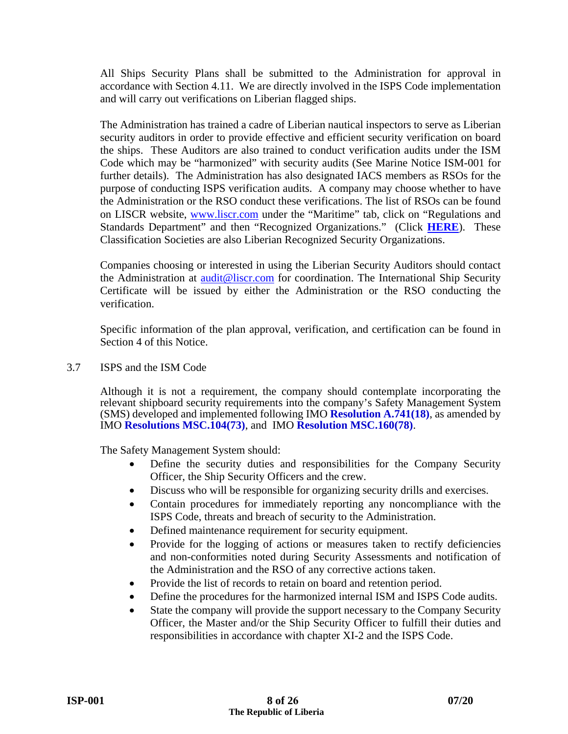All Ships Security Plans shall be submitted to the Administration for approval in accordance with Section 4.11. We are directly involved in the ISPS Code implementation and will carry out verifications on Liberian flagged ships.

The Administration has trained a cadre of Liberian nautical inspectors to serve as Liberian security auditors in order to provide effective and efficient security verification on board the ships. These Auditors are also trained to conduct verification audits under the ISM Code which may be "harmonized" with security audits (See Marine Notice ISM-001 for further details). The Administration has also designated IACS members as RSOs for the purpose of conducting ISPS verification audits. A company may choose whether to have the Administration or the RSO conduct these verifications. The list of RSOs can be found on LISCR website, www.liscr.com under the "Maritime" tab, click on "Regulations and Standards Department" and then "Recognized Organizations." (Click **HERE**). These Classification Societies are also Liberian Recognized Security Organizations.

Companies choosing or interested in using the Liberian Security Auditors should contact the Administration at audit@liscr.com for coordination. The International Ship Security Certificate will be issued by either the Administration or the RSO conducting the verification.

Specific information of the plan approval, verification, and certification can be found in Section 4 of this Notice.

3.7 ISPS and the ISM Code

Although it is not a requirement, the company should contemplate incorporating the relevant shipboard security requirements into the company's Safety Management System (SMS) developed and implemented following IMO **Resolution A.741(18)**, as amended by IMO **Resolutions MSC.104(73)**, and IMO **Resolution MSC.160(78)**.

The Safety Management System should:

- Define the security duties and responsibilities for the Company Security Officer, the Ship Security Officers and the crew.
- Discuss who will be responsible for organizing security drills and exercises.
- Contain procedures for immediately reporting any noncompliance with the ISPS Code, threats and breach of security to the Administration.
- Defined maintenance requirement for security equipment.
- Provide for the logging of actions or measures taken to rectify deficiencies and non-conformities noted during Security Assessments and notification of the Administration and the RSO of any corrective actions taken.
- Provide the list of records to retain on board and retention period.
- Define the procedures for the harmonized internal ISM and ISPS Code audits.
- State the company will provide the support necessary to the Company Security Officer, the Master and/or the Ship Security Officer to fulfill their duties and responsibilities in accordance with chapter XI-2 and the ISPS Code.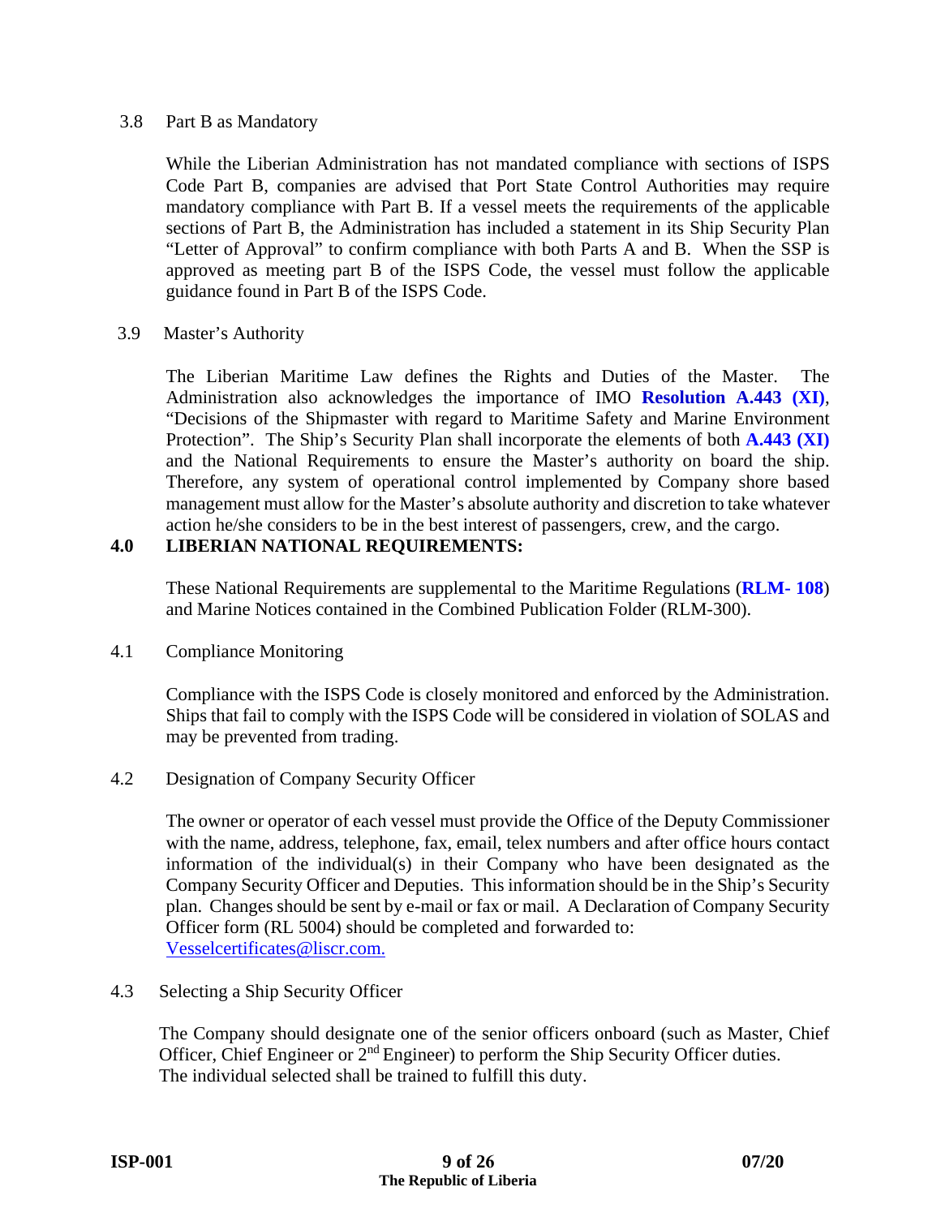### 3.8 Part B as Mandatory

While the Liberian Administration has not mandated compliance with sections of ISPS Code Part B, companies are advised that Port State Control Authorities may require mandatory compliance with Part B. If a vessel meets the requirements of the applicable sections of Part B, the Administration has included a statement in its Ship Security Plan "Letter of Approval" to confirm compliance with both Parts A and B. When the SSP is approved as meeting part B of the ISPS Code, the vessel must follow the applicable guidance found in Part B of the ISPS Code.

### 3.9 Master's Authority

The Liberian Maritime Law defines the Rights and Duties of the Master. The Administration also acknowledges the importance of IMO **Resolution A.443 (XI)**, "Decisions of the Shipmaster with regard to Maritime Safety and Marine Environment Protection". The Ship's Security Plan shall incorporate the elements of both **A.443 (XI)** and the National Requirements to ensure the Master's authority on board the ship. Therefore, any system of operational control implemented by Company shore based management must allow for the Master's absolute authority and discretion to take whatever action he/she considers to be in the best interest of passengers, crew, and the cargo.

## 4.0 LIBERIAN NATIONAL REQUIREMENTS:

These National Requirements are supplemental to the Maritime Regulations (**RLM- 108**) and Marine Notices contained in the Combined Publication Folder (RLM-300).

### 4.1 Compliance Monitoring

Compliance with the ISPS Code is closely monitored and enforced by the Administration. Ships that fail to comply with the ISPS Code will be considered in violation of SOLAS and may be prevented from trading.

### 4.2 Designation of Company Security Officer

The owner or operator of each vessel must provide the Office of the Deputy Commissioner with the name, address, telephone, fax, email, telex numbers and after office hours contact information of the individual(s) in their Company who have been designated as the Company Security Officer and Deputies. This information should be in the Ship's Security plan. Changes should be sent by e-mail or fax or mail. A Declaration of Company Security Officer form (RL 5004) should be completed and forwarded to: Vesselcertificates@liscr.com.

### 4.3 Selecting a Ship Security Officer

The Company should designate one of the senior officers onboard (such as Master, Chief Officer, Chief Engineer or 2nd Engineer) to perform the Ship Security Officer duties. The individual selected shall be trained to fulfill this duty.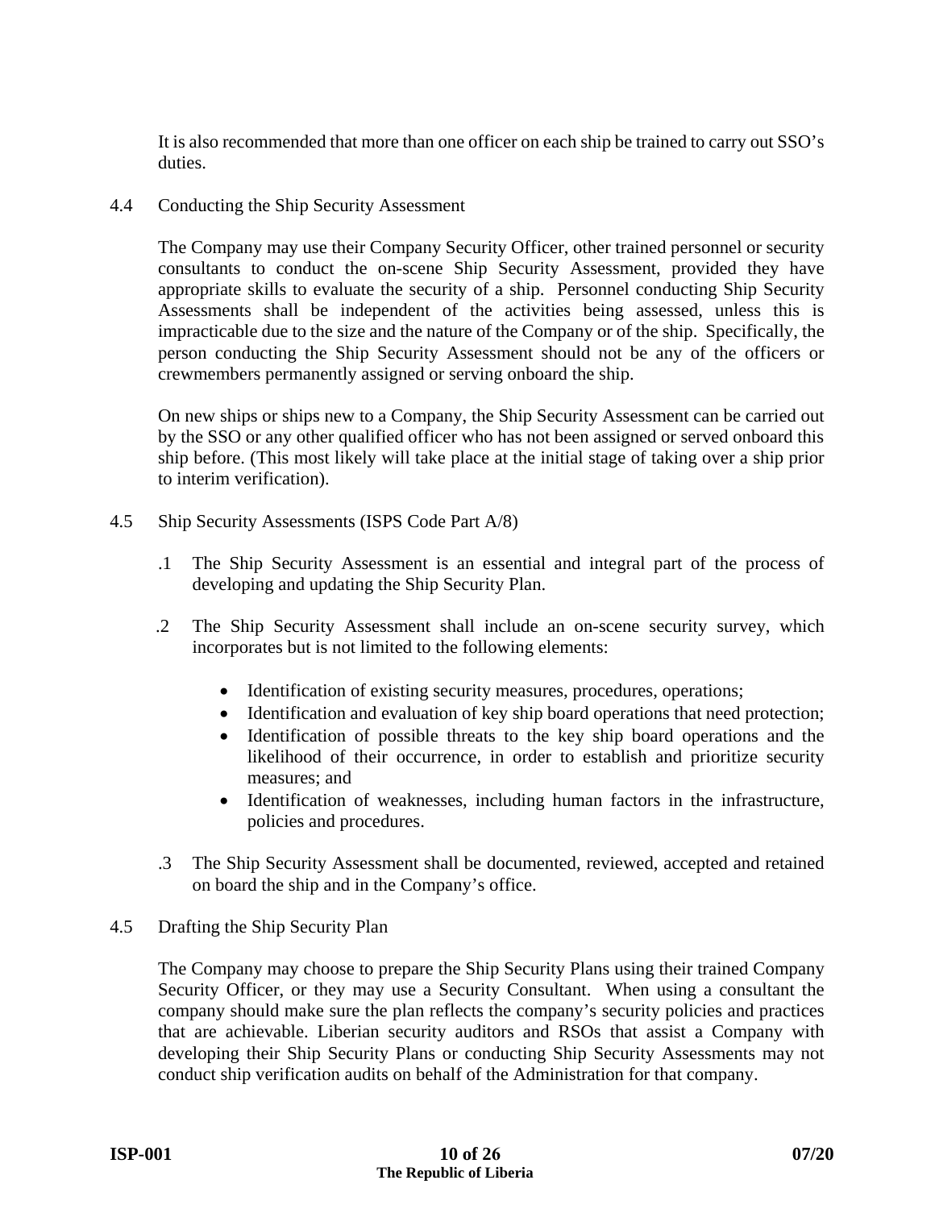It is also recommended that more than one officer on each ship be trained to carry out SSO's duties.

### 4.4 Conducting the Ship Security Assessment

The Company may use their Company Security Officer, other trained personnel or security consultants to conduct the on-scene Ship Security Assessment, provided they have appropriate skills to evaluate the security of a ship. Personnel conducting Ship Security Assessments shall be independent of the activities being assessed, unless this is impracticable due to the size and the nature of the Company or of the ship. Specifically, the person conducting the Ship Security Assessment should not be any of the officers or crewmembers permanently assigned or serving onboard the ship.

On new ships or ships new to a Company, the Ship Security Assessment can be carried out by the SSO or any other qualified officer who has not been assigned or served onboard this ship before. (This most likely will take place at the initial stage of taking over a ship prior to interim verification).

### 4.5 Ship Security Assessments (ISPS Code Part A/8)

.1 The Ship Security Assessment is an essential and integral part of the process of developing and updating the Ship Security Plan.

.2 The Ship Security Assessment shall include an on-scene security survey, which incorporates but is not limited to the following elements:

- Identification of existing security measures, procedures, operations;
- Identification and evaluation of key ship board operations that need protection;
- Identification of possible threats to the key ship board operations and the likelihood of their occurrence, in order to establish and prioritize security measures; and
- Identification of weaknesses, including human factors in the infrastructure, policies and procedures.

.3 The Ship Security Assessment shall be documented, reviewed, accepted and retained on board the ship and in the Company's office.

### 4.5 Drafting the Ship Security Plan

The Company may choose to prepare the Ship Security Plans using their trained Company Security Officer, or they may use a Security Consultant. When using a consultant the company should make sure the plan reflects the company's security policies and practices that are achievable. Liberian security auditors and RSOs that assist a Company with developing their Ship Security Plans or conducting Ship Security Assessments may not conduct ship verification audits on behalf of the Administration for that company.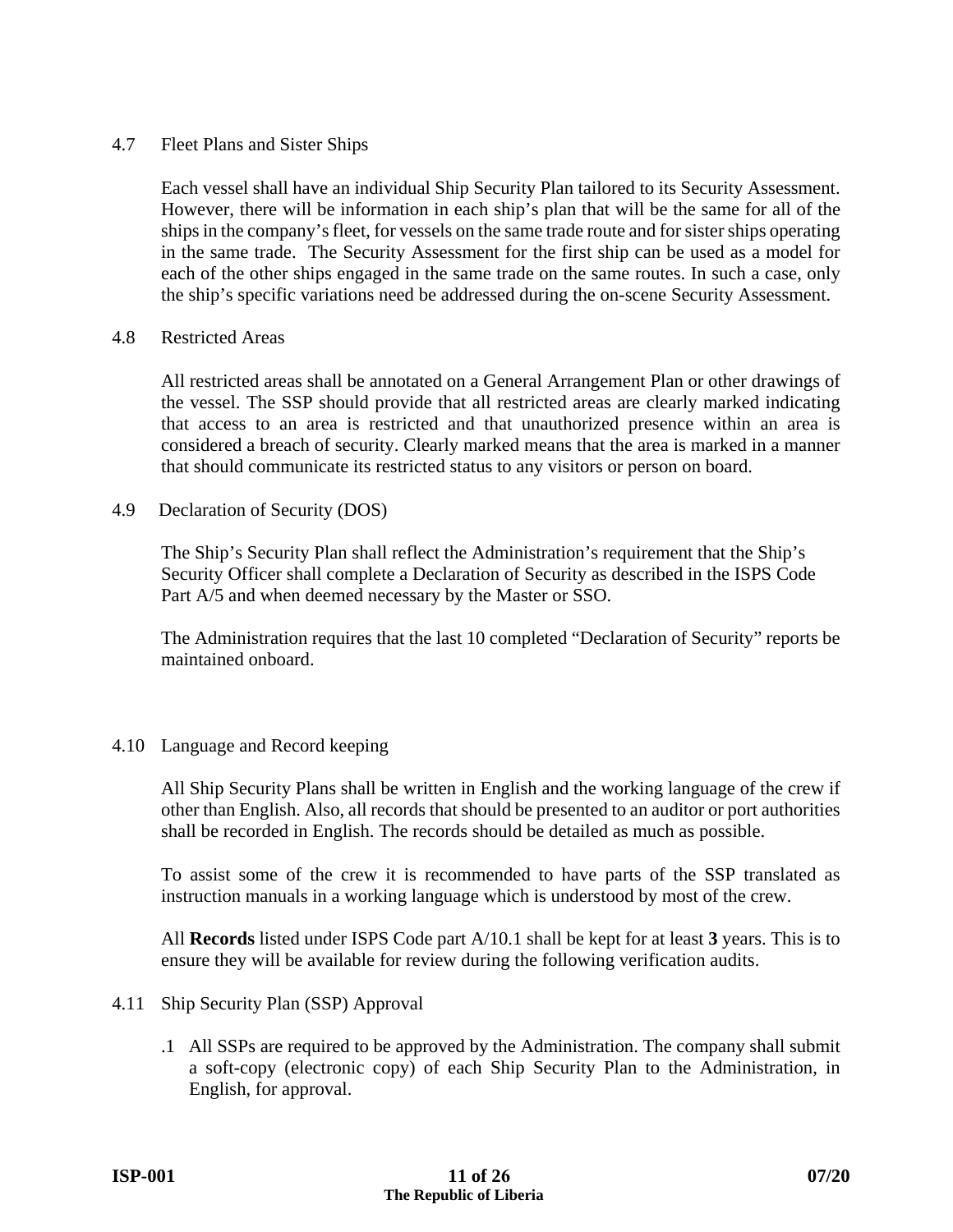### 4.7 Fleet Plans and Sister Ships

Each vessel shall have an individual Ship Security Plan tailored to its Security Assessment. However, there will be information in each ship's plan that will be the same for all of the ships in the company's fleet, for vessels on the same trade route and for sister ships operating in the same trade. The Security Assessment for the first ship can be used as a model for each of the other ships engaged in the same trade on the same routes. In such a case, only the ship's specific variations need be addressed during the on-scene Security Assessment.

### 4.8 Restricted Areas

All restricted areas shall be annotated on a General Arrangement Plan or other drawings of the vessel. The SSP should provide that all restricted areas are clearly marked indicating that access to an area is restricted and that unauthorized presence within an area is considered a breach of security. Clearly marked means that the area is marked in a manner that should communicate its restricted status to any visitors or person on board.

### 4.9 Declaration of Security (DOS)

The Ship's Security Plan shall reflect the Administration's requirement that the Ship's Security Officer shall complete a Declaration of Security as described in the ISPS Code Part A/5 and when deemed necessary by the Master or SSO.

The Administration requires that the last 10 completed "Declaration of Security" reports be maintained onboard.

### 4.10 Language and Record keeping

All Ship Security Plans shall be written in English and the working language of the crew if other than English. Also, all records that should be presented to an auditor or port authorities shall be recorded in English. The records should be detailed as much as possible.

To assist some of the crew it is recommended to have parts of the SSP translated as instruction manuals in a working language which is understood by most of the crew.

All **Records** listed under ISPS Code part A/10.1 shall be kept for at least **3** years. This is to ensure they will be available for review during the following verification audits.

### 4.11 Ship Security Plan (SSP) Approval

.1 All SSPs are required to be approved by the Administration. The company shall submit a soft-copy (electronic copy) of each Ship Security Plan to the Administration, in English, for approval.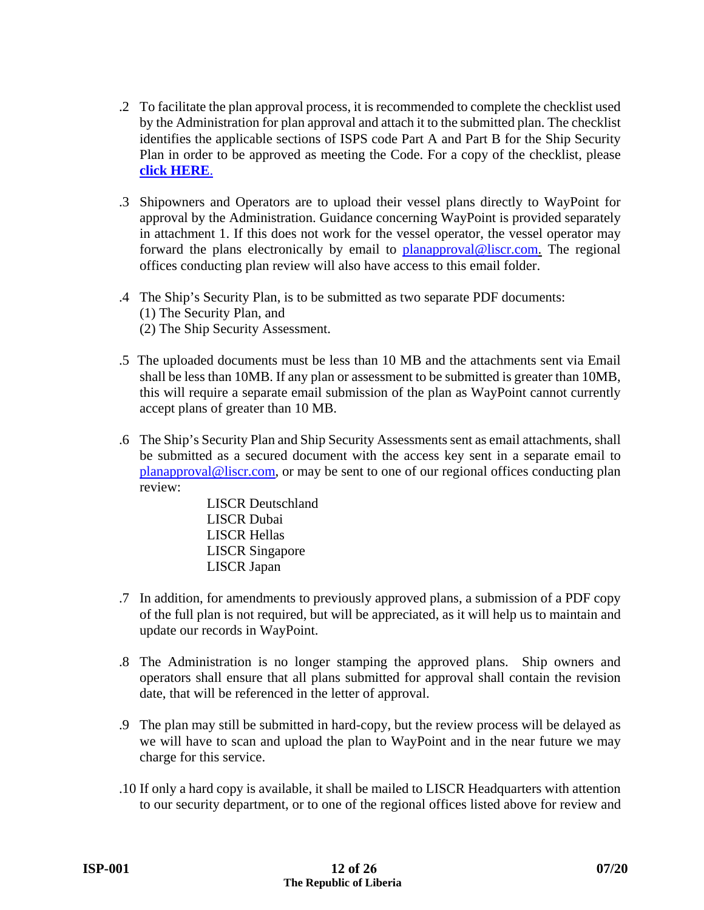.2 To facilitate the plan approval process, it is recommended to complete the checklist used by the Administration for plan approval and attach it to the submitted plan. The checklist identifies the applicable sections of ISPS code Part A and Part B for the Ship Security Plan in order to be approved as meeting the Code. For a copy of the checklist, please **click HERE**.

.3 Shipowners and Operators are to upload their vessel plans directly to WayPoint for approval by the Administration. Guidance concerning WayPoint is provided separately in attachment 1. If this does not work for the vessel operator, the vessel operator may forward the plans electronically by email to planapproval@liscr.com. The regional offices conducting plan review will also have access to this email folder.

.4 The Ship's Security Plan, is to be submitted as two separate PDF documents:
(1) The Security Plan, and
(2) The Ship Security Assessment.

.5 The uploaded documents must be less than 10 MB and the attachments sent via Email shall be less than 10MB. If any plan or assessment to be submitted is greater than 10MB, this will require a separate email submission of the plan as WayPoint cannot currently accept plans of greater than 10 MB.

.6 The Ship's Security Plan and Ship Security Assessments sent as email attachments, shall be submitted as a secured document with the access key sent in a separate email to planapproval@liscr.com, or may be sent to one of our regional offices conducting plan review:

LISCR Deutschland
LISCR Dubai
LISCR Hellas
LISCR Singapore
LISCR Japan

.7 In addition, for amendments to previously approved plans, a submission of a PDF copy of the full plan is not required, but will be appreciated, as it will help us to maintain and update our records in WayPoint.

.8 The Administration is no longer stamping the approved plans. Ship owners and operators shall ensure that all plans submitted for approval shall contain the revision date, that will be referenced in the letter of approval.

.9 The plan may still be submitted in hard-copy, but the review process will be delayed as we will have to scan and upload the plan to WayPoint and in the near future we may charge for this service.

.10 If only a hard copy is available, it shall be mailed to LISCR Headquarters with attention to our security department, or to one of the regional offices listed above for review and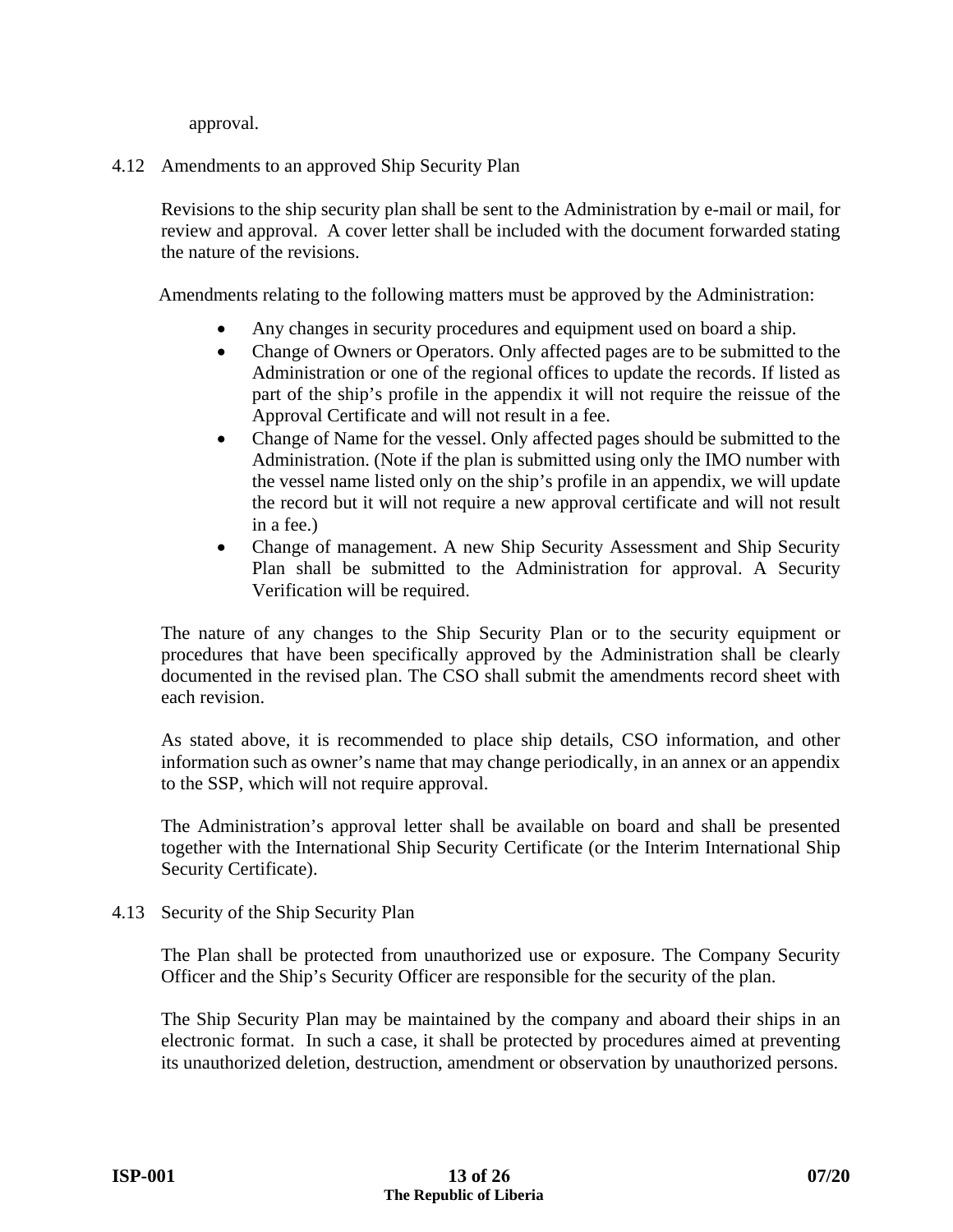approval.

### 4.12 Amendments to an approved Ship Security Plan

Revisions to the ship security plan shall be sent to the Administration by e-mail or mail, for review and approval. A cover letter shall be included with the document forwarded stating the nature of the revisions.

Amendments relating to the following matters must be approved by the Administration:

- Any changes in security procedures and equipment used on board a ship.
- Change of Owners or Operators. Only affected pages are to be submitted to the Administration or one of the regional offices to update the records. If listed as part of the ship's profile in the appendix it will not require the reissue of the Approval Certificate and will not result in a fee.
- Change of Name for the vessel. Only affected pages should be submitted to the Administration. (Note if the plan is submitted using only the IMO number with the vessel name listed only on the ship's profile in an appendix, we will update the record but it will not require a new approval certificate and will not result in a fee.)
- Change of management. A new Ship Security Assessment and Ship Security Plan shall be submitted to the Administration for approval. A Security Verification will be required.

The nature of any changes to the Ship Security Plan or to the security equipment or procedures that have been specifically approved by the Administration shall be clearly documented in the revised plan. The CSO shall submit the amendments record sheet with each revision.

As stated above, it is recommended to place ship details, CSO information, and other information such as owner's name that may change periodically, in an annex or an appendix to the SSP, which will not require approval.

The Administration's approval letter shall be available on board and shall be presented together with the International Ship Security Certificate (or the Interim International Ship Security Certificate).

### 4.13 Security of the Ship Security Plan

The Plan shall be protected from unauthorized use or exposure. The Company Security Officer and the Ship's Security Officer are responsible for the security of the plan.

The Ship Security Plan may be maintained by the company and aboard their ships in an electronic format. In such a case, it shall be protected by procedures aimed at preventing its unauthorized deletion, destruction, amendment or observation by unauthorized persons.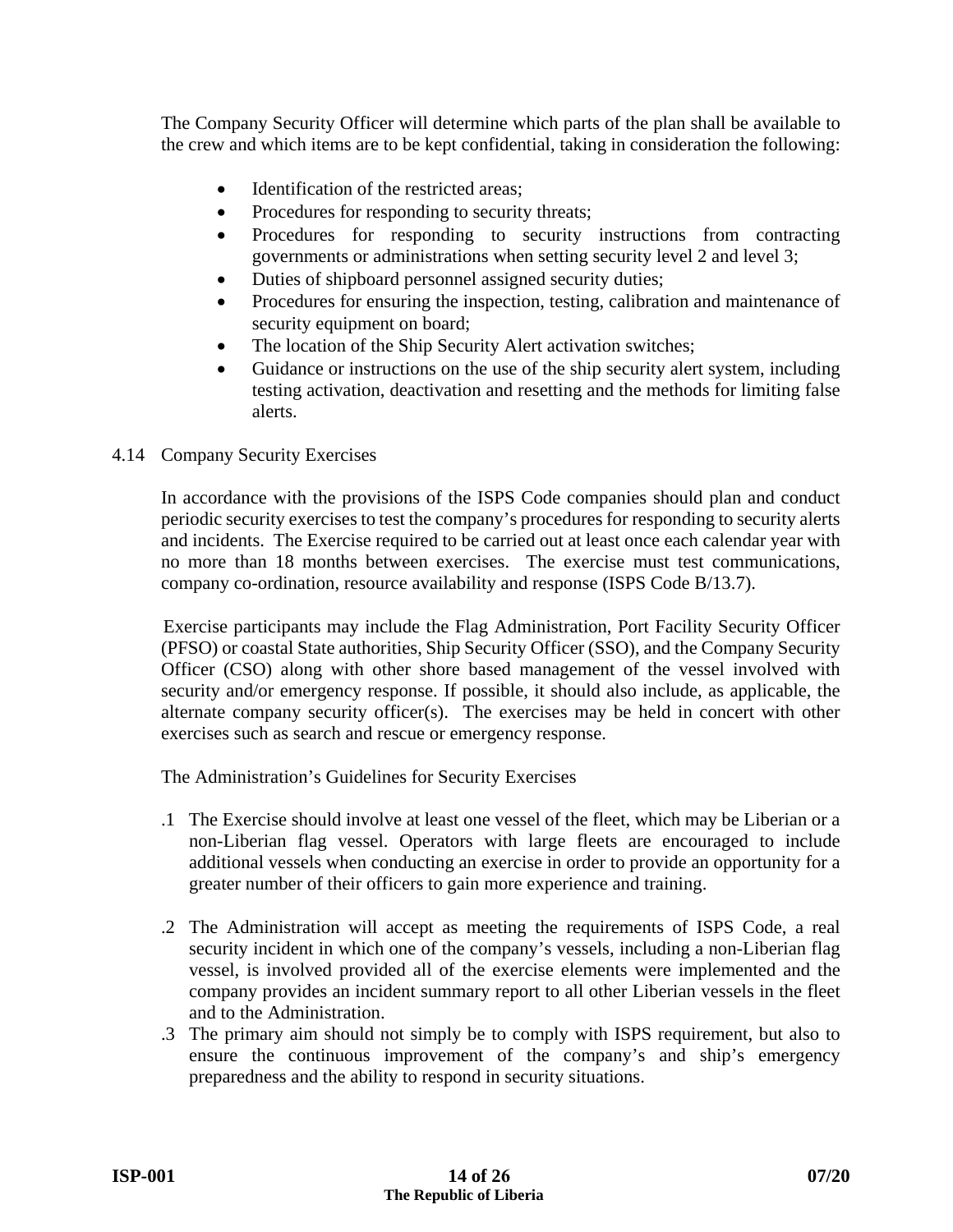The Company Security Officer will determine which parts of the plan shall be available to the crew and which items are to be kept confidential, taking in consideration the following:

- Identification of the restricted areas;
- Procedures for responding to security threats;
- Procedures for responding to security instructions from contracting governments or administrations when setting security level 2 and level 3;
- Duties of shipboard personnel assigned security duties;
- Procedures for ensuring the inspection, testing, calibration and maintenance of security equipment on board;
- The location of the Ship Security Alert activation switches;
- Guidance or instructions on the use of the ship security alert system, including testing activation, deactivation and resetting and the methods for limiting false alerts.

4.14 Company Security Exercises

In accordance with the provisions of the ISPS Code companies should plan and conduct periodic security exercises to test the company's procedures for responding to security alerts and incidents. The Exercise required to be carried out at least once each calendar year with no more than 18 months between exercises. The exercise must test communications, company co-ordination, resource availability and response (ISPS Code B/13.7).

Exercise participants may include the Flag Administration, Port Facility Security Officer (PFSO) or coastal State authorities, Ship Security Officer (SSO), and the Company Security Officer (CSO) along with other shore based management of the vessel involved with security and/or emergency response. If possible, it should also include, as applicable, the alternate company security officer(s). The exercises may be held in concert with other exercises such as search and rescue or emergency response.

The Administration's Guidelines for Security Exercises

.1 The Exercise should involve at least one vessel of the fleet, which may be Liberian or a non-Liberian flag vessel. Operators with large fleets are encouraged to include additional vessels when conducting an exercise in order to provide an opportunity for a greater number of their officers to gain more experience and training.

.2 The Administration will accept as meeting the requirements of ISPS Code, a real security incident in which one of the company's vessels, including a non-Liberian flag vessel, is involved provided all of the exercise elements were implemented and the company provides an incident summary report to all other Liberian vessels in the fleet and to the Administration.

.3 The primary aim should not simply be to comply with ISPS requirement, but also to ensure the continuous improvement of the company's and ship's emergency preparedness and the ability to respond in security situations.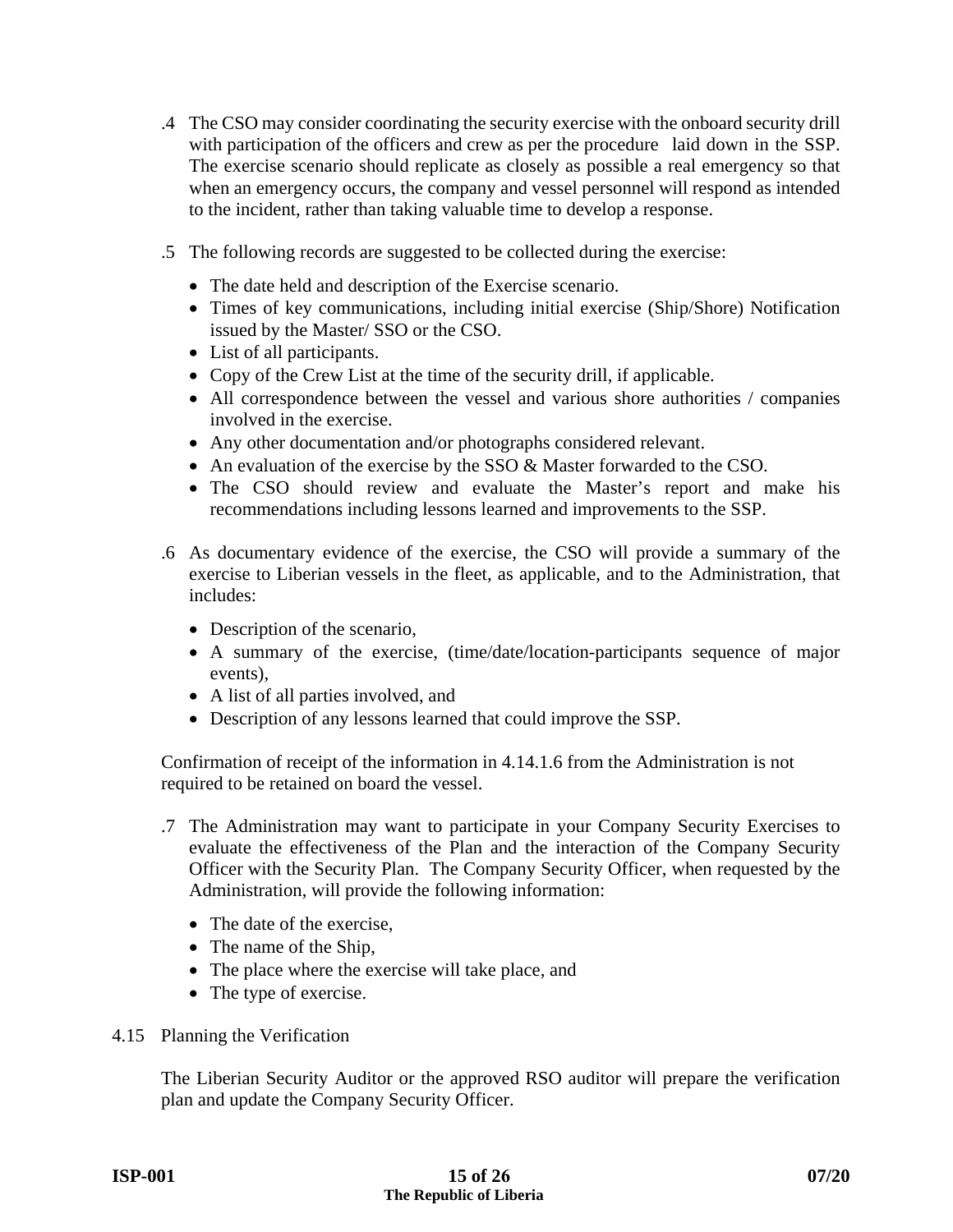.4 The CSO may consider coordinating the security exercise with the onboard security drill with participation of the officers and crew as per the procedure laid down in the SSP. The exercise scenario should replicate as closely as possible a real emergency so that when an emergency occurs, the company and vessel personnel will respond as intended to the incident, rather than taking valuable time to develop a response.

.5 The following records are suggested to be collected during the exercise:

- The date held and description of the Exercise scenario.
- Times of key communications, including initial exercise (Ship/Shore) Notification issued by the Master/ SSO or the CSO.
- List of all participants.
- Copy of the Crew List at the time of the security drill, if applicable.
- All correspondence between the vessel and various shore authorities / companies involved in the exercise.
- Any other documentation and/or photographs considered relevant.
- An evaluation of the exercise by the SSO & Master forwarded to the CSO.
- The CSO should review and evaluate the Master's report and make his recommendations including lessons learned and improvements to the SSP.

.6 As documentary evidence of the exercise, the CSO will provide a summary of the exercise to Liberian vessels in the fleet, as applicable, and to the Administration, that includes:

- Description of the scenario,
- A summary of the exercise, (time/date/location-participants sequence of major events),
- A list of all parties involved, and
- Description of any lessons learned that could improve the SSP.

Confirmation of receipt of the information in 4.14.1.6 from the Administration is not required to be retained on board the vessel.

.7 The Administration may want to participate in your Company Security Exercises to evaluate the effectiveness of the Plan and the interaction of the Company Security Officer with the Security Plan. The Company Security Officer, when requested by the Administration, will provide the following information:

- The date of the exercise,
- The name of the Ship,
- The place where the exercise will take place, and
- The type of exercise.

4.15 Planning the Verification

The Liberian Security Auditor or the approved RSO auditor will prepare the verification plan and update the Company Security Officer.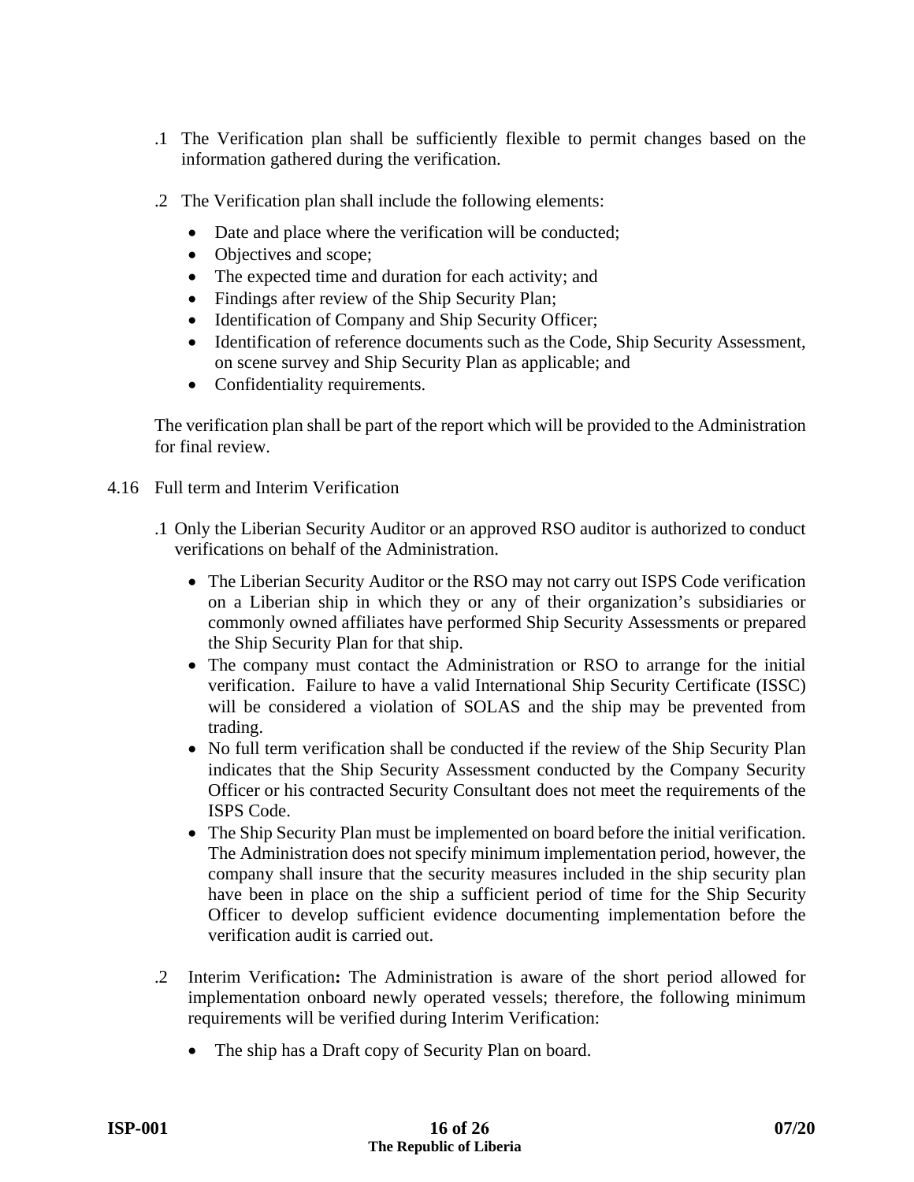.1 The Verification plan shall be sufficiently flexible to permit changes based on the information gathered during the verification.

.2 The Verification plan shall include the following elements:

- Date and place where the verification will be conducted;
- Objectives and scope;
- The expected time and duration for each activity; and
- Findings after review of the Ship Security Plan;
- Identification of Company and Ship Security Officer;
- Identification of reference documents such as the Code, Ship Security Assessment, on scene survey and Ship Security Plan as applicable; and
- Confidentiality requirements.

The verification plan shall be part of the report which will be provided to the Administration for final review.

4.16 Full term and Interim Verification

.1 Only the Liberian Security Auditor or an approved RSO auditor is authorized to conduct verifications on behalf of the Administration.

- The Liberian Security Auditor or the RSO may not carry out ISPS Code verification on a Liberian ship in which they or any of their organization's subsidiaries or commonly owned affiliates have performed Ship Security Assessments or prepared the Ship Security Plan for that ship.
- The company must contact the Administration or RSO to arrange for the initial verification. Failure to have a valid International Ship Security Certificate (ISSC) will be considered a violation of SOLAS and the ship may be prevented from trading.
- No full term verification shall be conducted if the review of the Ship Security Plan indicates that the Ship Security Assessment conducted by the Company Security Officer or his contracted Security Consultant does not meet the requirements of the ISPS Code.
- The Ship Security Plan must be implemented on board before the initial verification. The Administration does not specify minimum implementation period, however, the company shall insure that the security measures included in the ship security plan have been in place on the ship a sufficient period of time for the Ship Security Officer to develop sufficient evidence documenting implementation before the verification audit is carried out.

.2 Interim Verification**:** The Administration is aware of the short period allowed for implementation onboard newly operated vessels; therefore, the following minimum requirements will be verified during Interim Verification:

- The ship has a Draft copy of Security Plan on board.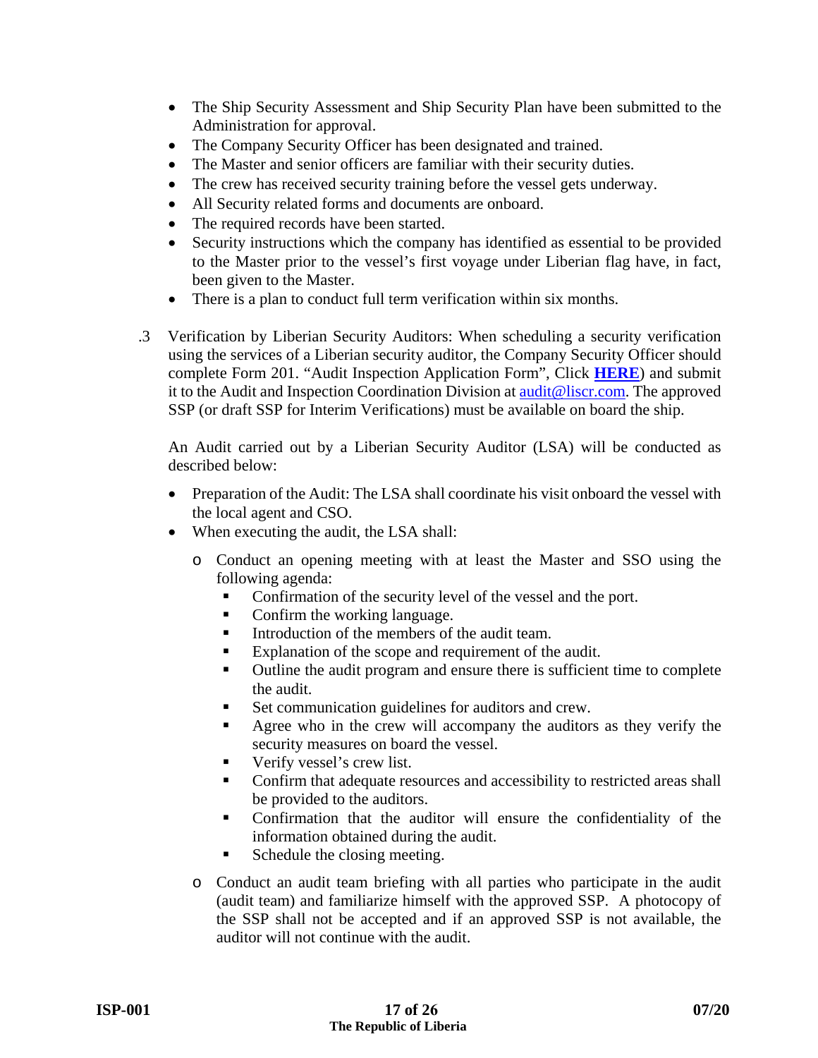- The Ship Security Assessment and Ship Security Plan have been submitted to the Administration for approval.
- The Company Security Officer has been designated and trained.
- The Master and senior officers are familiar with their security duties.
- The crew has received security training before the vessel gets underway.
- All Security related forms and documents are onboard.
- The required records have been started.
- Security instructions which the company has identified as essential to be provided to the Master prior to the vessel's first voyage under Liberian flag have, in fact, been given to the Master.
- There is a plan to conduct full term verification within six months.

.3 Verification by Liberian Security Auditors: When scheduling a security verification using the services of a Liberian security auditor, the Company Security Officer should complete Form 201. "Audit Inspection Application Form", Click **HERE**) and submit it to the Audit and Inspection Coordination Division at audit@liscr.com. The approved SSP (or draft SSP for Interim Verifications) must be available on board the ship.

An Audit carried out by a Liberian Security Auditor (LSA) will be conducted as described below:

- Preparation of the Audit: The LSA shall coordinate his visit onboard the vessel with the local agent and CSO.
- When executing the audit, the LSA shall:
  - Conduct an opening meeting with at least the Master and SSO using the following agenda:
    - Confirmation of the security level of the vessel and the port.
    - Confirm the working language.
    - Introduction of the members of the audit team.
    - Explanation of the scope and requirement of the audit.
    - Outline the audit program and ensure there is sufficient time to complete the audit.
    - Set communication guidelines for auditors and crew.
    - Agree who in the crew will accompany the auditors as they verify the security measures on board the vessel.
    - Verify vessel's crew list.
    - Confirm that adequate resources and accessibility to restricted areas shall be provided to the auditors.
    - Confirmation that the auditor will ensure the confidentiality of the information obtained during the audit.
    - Schedule the closing meeting.
  - Conduct an audit team briefing with all parties who participate in the audit (audit team) and familiarize himself with the approved SSP. A photocopy of the SSP shall not be accepted and if an approved SSP is not available, the auditor will not continue with the audit.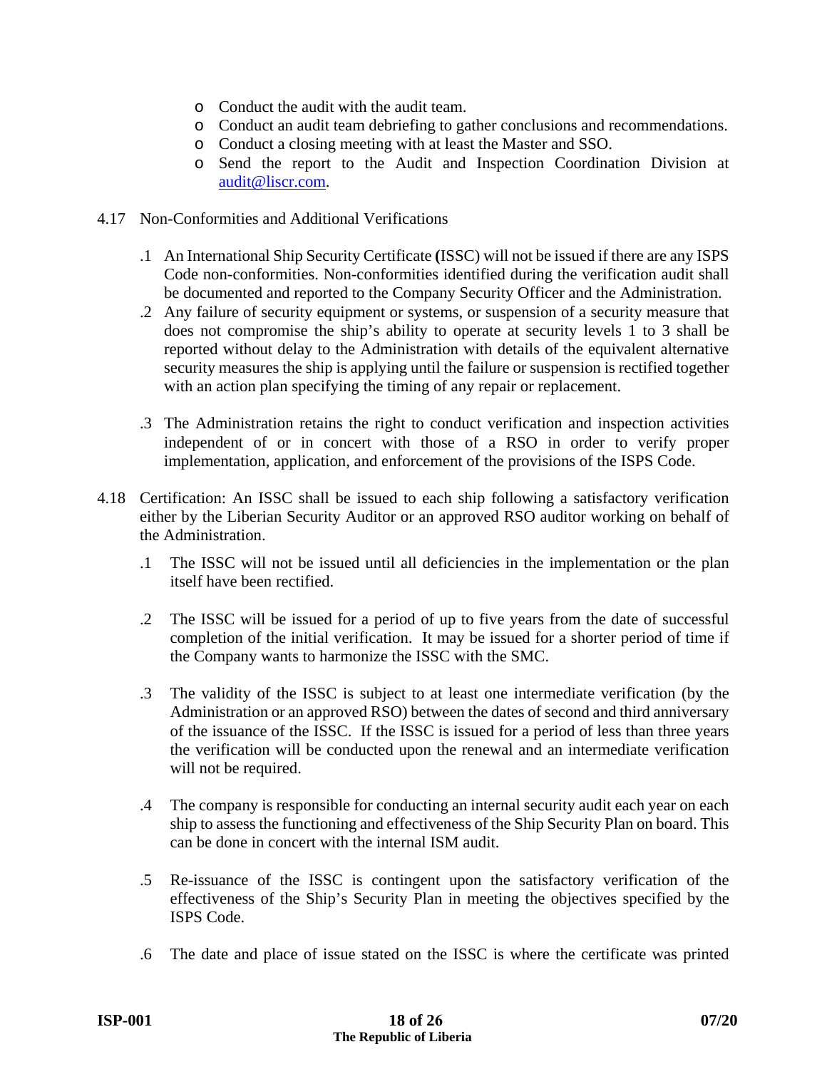- Conduct the audit with the audit team.
- Conduct an audit team debriefing to gather conclusions and recommendations.
- Conduct a closing meeting with at least the Master and SSO.
- Send the report to the Audit and Inspection Coordination Division at audit@liscr.com.

4.17 Non-Conformities and Additional Verifications

.1 An International Ship Security Certificate **(**ISSC) will not be issued if there are any ISPS Code non-conformities. Non-conformities identified during the verification audit shall be documented and reported to the Company Security Officer and the Administration.

.2 Any failure of security equipment or systems, or suspension of a security measure that does not compromise the ship's ability to operate at security levels 1 to 3 shall be reported without delay to the Administration with details of the equivalent alternative security measures the ship is applying until the failure or suspension is rectified together with an action plan specifying the timing of any repair or replacement.

.3 The Administration retains the right to conduct verification and inspection activities independent of or in concert with those of a RSO in order to verify proper implementation, application, and enforcement of the provisions of the ISPS Code.

4.18 Certification: An ISSC shall be issued to each ship following a satisfactory verification either by the Liberian Security Auditor or an approved RSO auditor working on behalf of the Administration.

.1 The ISSC will not be issued until all deficiencies in the implementation or the plan itself have been rectified.

.2 The ISSC will be issued for a period of up to five years from the date of successful completion of the initial verification. It may be issued for a shorter period of time if the Company wants to harmonize the ISSC with the SMC.

.3 The validity of the ISSC is subject to at least one intermediate verification (by the Administration or an approved RSO) between the dates of second and third anniversary of the issuance of the ISSC. If the ISSC is issued for a period of less than three years the verification will be conducted upon the renewal and an intermediate verification will not be required.

.4 The company is responsible for conducting an internal security audit each year on each ship to assess the functioning and effectiveness of the Ship Security Plan on board. This can be done in concert with the internal ISM audit.

.5 Re-issuance of the ISSC is contingent upon the satisfactory verification of the effectiveness of the Ship's Security Plan in meeting the objectives specified by the ISPS Code.

.6 The date and place of issue stated on the ISSC is where the certificate was printed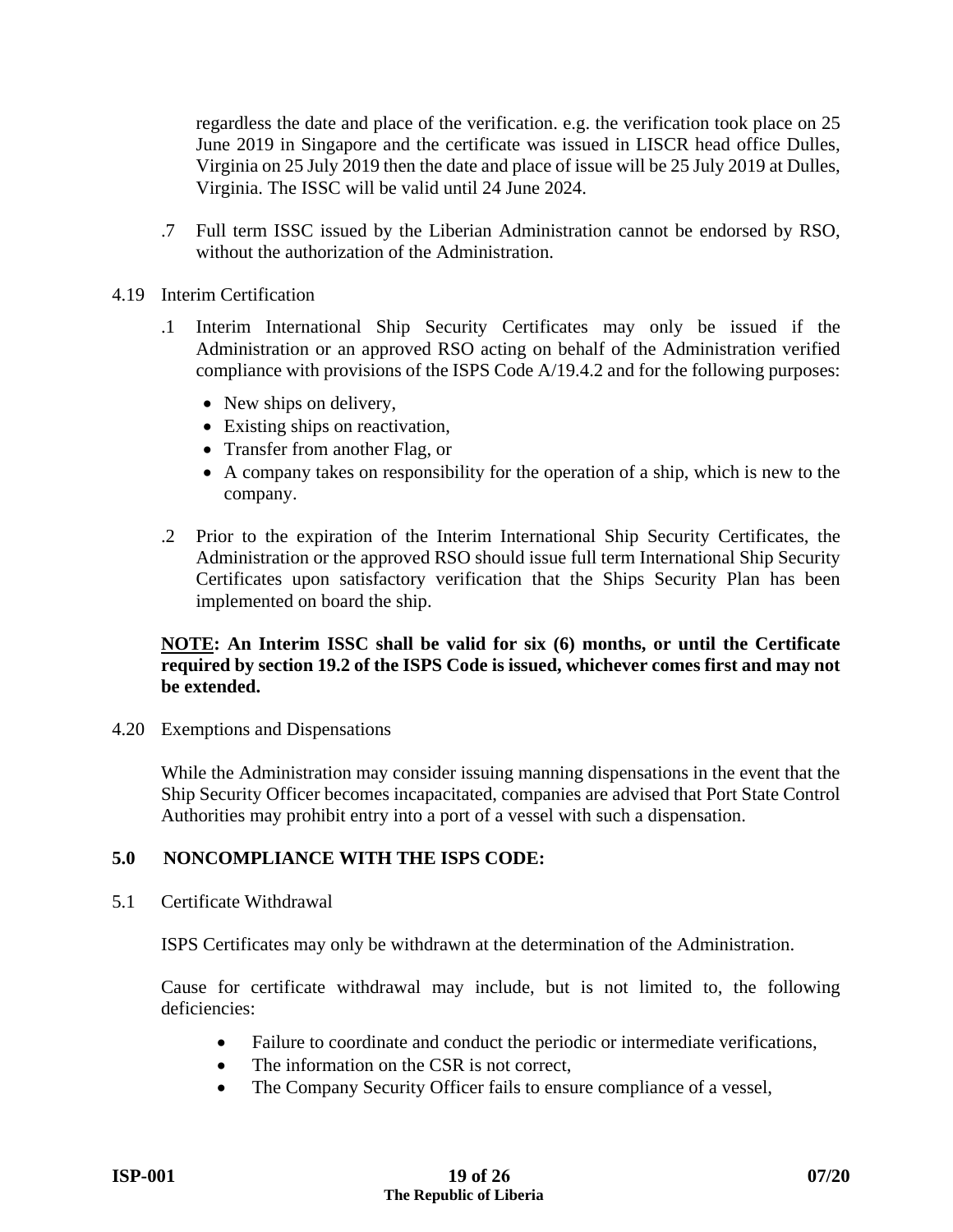regardless the date and place of the verification. e.g. the verification took place on 25 June 2019 in Singapore and the certificate was issued in LISCR head office Dulles, Virginia on 25 July 2019 then the date and place of issue will be 25 July 2019 at Dulles, Virginia. The ISSC will be valid until 24 June 2024.

.7 Full term ISSC issued by the Liberian Administration cannot be endorsed by RSO, without the authorization of the Administration.

4.19 Interim Certification

.1 Interim International Ship Security Certificates may only be issued if the Administration or an approved RSO acting on behalf of the Administration verified compliance with provisions of the ISPS Code A/19.4.2 and for the following purposes:

- New ships on delivery,
- Existing ships on reactivation,
- Transfer from another Flag, or
- A company takes on responsibility for the operation of a ship, which is new to the company.

.2 Prior to the expiration of the Interim International Ship Security Certificates, the Administration or the approved RSO should issue full term International Ship Security Certificates upon satisfactory verification that the Ships Security Plan has been implemented on board the ship.

**NOTE: An Interim ISSC shall be valid for six (6) months, or until the Certificate required by section 19.2 of the ISPS Code is issued, whichever comes first and may not be extended.**

4.20 Exemptions and Dispensations

While the Administration may consider issuing manning dispensations in the event that the Ship Security Officer becomes incapacitated, companies are advised that Port State Control Authorities may prohibit entry into a port of a vessel with such a dispensation.

## 5.0 NONCOMPLIANCE WITH THE ISPS CODE:

5.1 Certificate Withdrawal

ISPS Certificates may only be withdrawn at the determination of the Administration.

Cause for certificate withdrawal may include, but is not limited to, the following deficiencies:

- Failure to coordinate and conduct the periodic or intermediate verifications,
- The information on the CSR is not correct,
- The Company Security Officer fails to ensure compliance of a vessel,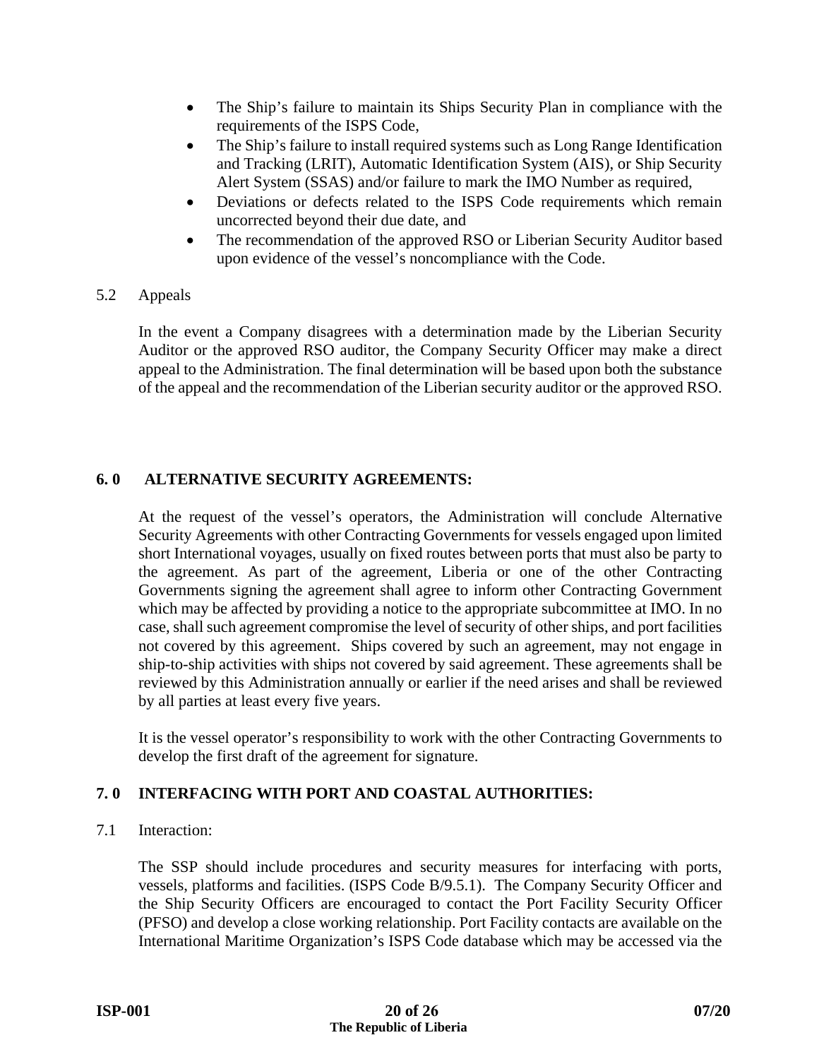- The Ship's failure to maintain its Ships Security Plan in compliance with the requirements of the ISPS Code,
- The Ship's failure to install required systems such as Long Range Identification and Tracking (LRIT), Automatic Identification System (AIS), or Ship Security Alert System (SSAS) and/or failure to mark the IMO Number as required,
- Deviations or defects related to the ISPS Code requirements which remain uncorrected beyond their due date, and
- The recommendation of the approved RSO or Liberian Security Auditor based upon evidence of the vessel's noncompliance with the Code.

5.2 Appeals

In the event a Company disagrees with a determination made by the Liberian Security Auditor or the approved RSO auditor, the Company Security Officer may make a direct appeal to the Administration. The final determination will be based upon both the substance of the appeal and the recommendation of the Liberian security auditor or the approved RSO.

## 6. 0 ALTERNATIVE SECURITY AGREEMENTS:

At the request of the vessel's operators, the Administration will conclude Alternative Security Agreements with other Contracting Governments for vessels engaged upon limited short International voyages, usually on fixed routes between ports that must also be party to the agreement. As part of the agreement, Liberia or one of the other Contracting Governments signing the agreement shall agree to inform other Contracting Government which may be affected by providing a notice to the appropriate subcommittee at IMO. In no case, shall such agreement compromise the level of security of other ships, and port facilities not covered by this agreement. Ships covered by such an agreement, may not engage in ship-to-ship activities with ships not covered by said agreement. These agreements shall be reviewed by this Administration annually or earlier if the need arises and shall be reviewed by all parties at least every five years.

It is the vessel operator's responsibility to work with the other Contracting Governments to develop the first draft of the agreement for signature.

## 7. 0 INTERFACING WITH PORT AND COASTAL AUTHORITIES:

7.1 Interaction:

The SSP should include procedures and security measures for interfacing with ports, vessels, platforms and facilities. (ISPS Code B/9.5.1). The Company Security Officer and the Ship Security Officers are encouraged to contact the Port Facility Security Officer (PFSO) and develop a close working relationship. Port Facility contacts are available on the International Maritime Organization's ISPS Code database which may be accessed via the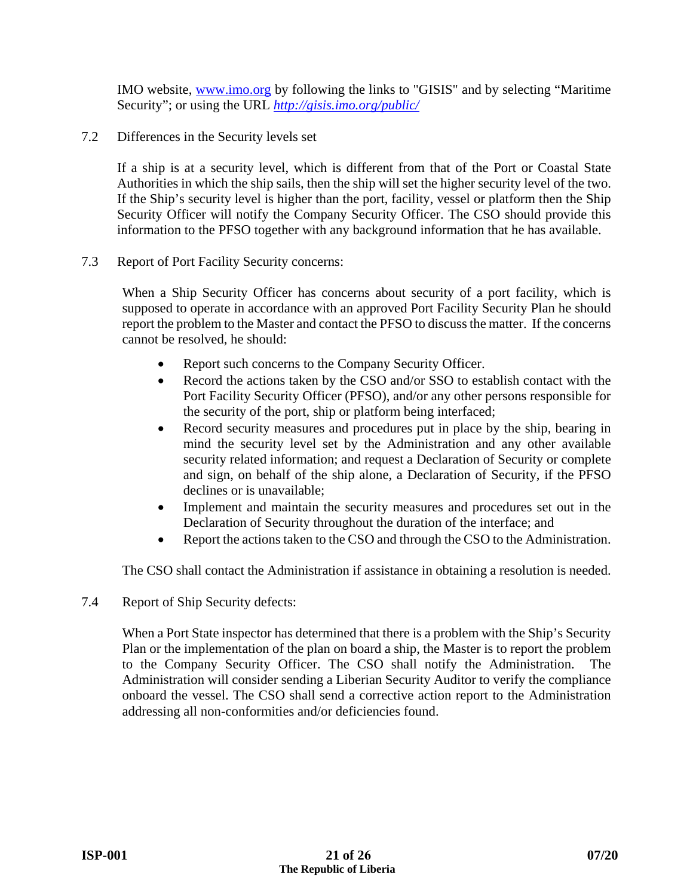IMO website, [www.imo.org](http://www.imo.org) by following the links to "GISIS" and by selecting "Maritime Security"; or using the URL [*http://gisis.imo.org/public/*](http://gisis.imo.org/public/)

7.2 Differences in the Security levels set

If a ship is at a security level, which is different from that of the Port or Coastal State Authorities in which the ship sails, then the ship will set the higher security level of the two. If the Ship's security level is higher than the port, facility, vessel or platform then the Ship Security Officer will notify the Company Security Officer. The CSO should provide this information to the PFSO together with any background information that he has available.

7.3 Report of Port Facility Security concerns:

When a Ship Security Officer has concerns about security of a port facility, which is supposed to operate in accordance with an approved Port Facility Security Plan he should report the problem to the Master and contact the PFSO to discuss the matter. If the concerns cannot be resolved, he should:

- Report such concerns to the Company Security Officer.
- Record the actions taken by the CSO and/or SSO to establish contact with the Port Facility Security Officer (PFSO), and/or any other persons responsible for the security of the port, ship or platform being interfaced;
- Record security measures and procedures put in place by the ship, bearing in mind the security level set by the Administration and any other available security related information; and request a Declaration of Security or complete and sign, on behalf of the ship alone, a Declaration of Security, if the PFSO declines or is unavailable;
- Implement and maintain the security measures and procedures set out in the Declaration of Security throughout the duration of the interface; and
- Report the actions taken to the CSO and through the CSO to the Administration.

The CSO shall contact the Administration if assistance in obtaining a resolution is needed.

7.4 Report of Ship Security defects:

When a Port State inspector has determined that there is a problem with the Ship's Security Plan or the implementation of the plan on board a ship, the Master is to report the problem to the Company Security Officer. The CSO shall notify the Administration. The Administration will consider sending a Liberian Security Auditor to verify the compliance onboard the vessel. The CSO shall send a corrective action report to the Administration addressing all non-conformities and/or deficiencies found.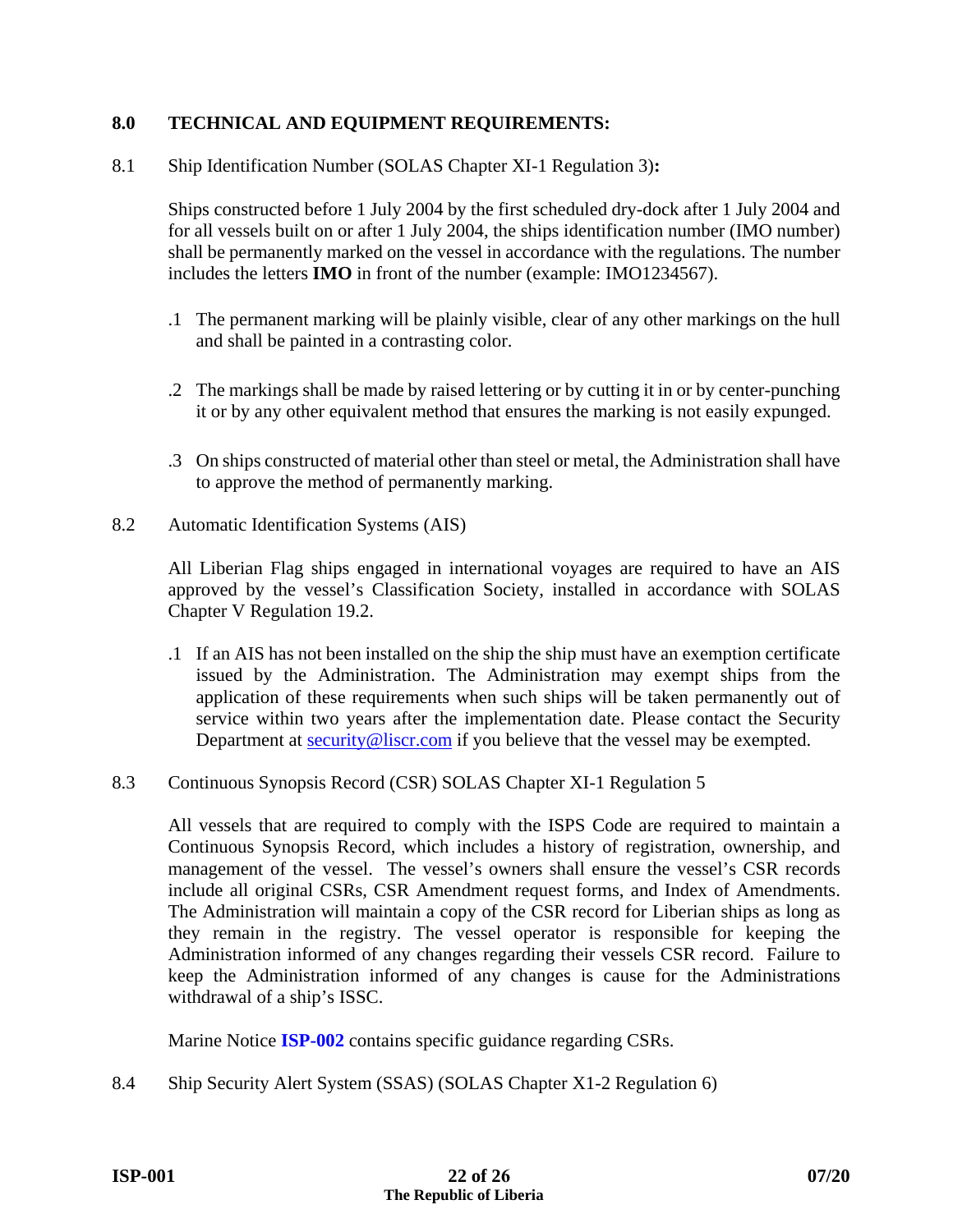## 8.0 TECHNICAL AND EQUIPMENT REQUIREMENTS:

8.1 Ship Identification Number (SOLAS Chapter XI-1 Regulation 3)**:**

Ships constructed before 1 July 2004 by the first scheduled dry-dock after 1 July 2004 and for all vessels built on or after 1 July 2004, the ships identification number (IMO number) shall be permanently marked on the vessel in accordance with the regulations. The number includes the letters **IMO** in front of the number (example: IMO1234567).

.1 The permanent marking will be plainly visible, clear of any other markings on the hull and shall be painted in a contrasting color.

.2 The markings shall be made by raised lettering or by cutting it in or by center-punching it or by any other equivalent method that ensures the marking is not easily expunged.

.3 On ships constructed of material other than steel or metal, the Administration shall have to approve the method of permanently marking.

8.2 Automatic Identification Systems (AIS)

All Liberian Flag ships engaged in international voyages are required to have an AIS approved by the vessel's Classification Society, installed in accordance with SOLAS Chapter V Regulation 19.2.

.1 If an AIS has not been installed on the ship the ship must have an exemption certificate issued by the Administration. The Administration may exempt ships from the application of these requirements when such ships will be taken permanently out of service within two years after the implementation date. Please contact the Security Department at security@liscr.com if you believe that the vessel may be exempted.

8.3 Continuous Synopsis Record (CSR) SOLAS Chapter XI-1 Regulation 5

All vessels that are required to comply with the ISPS Code are required to maintain a Continuous Synopsis Record, which includes a history of registration, ownership, and management of the vessel. The vessel's owners shall ensure the vessel's CSR records include all original CSRs, CSR Amendment request forms, and Index of Amendments. The Administration will maintain a copy of the CSR record for Liberian ships as long as they remain in the registry. The vessel operator is responsible for keeping the Administration informed of any changes regarding their vessels CSR record. Failure to keep the Administration informed of any changes is cause for the Administrations withdrawal of a ship's ISSC.

Marine Notice **ISP-002** contains specific guidance regarding CSRs.

8.4 Ship Security Alert System (SSAS) (SOLAS Chapter X1-2 Regulation 6)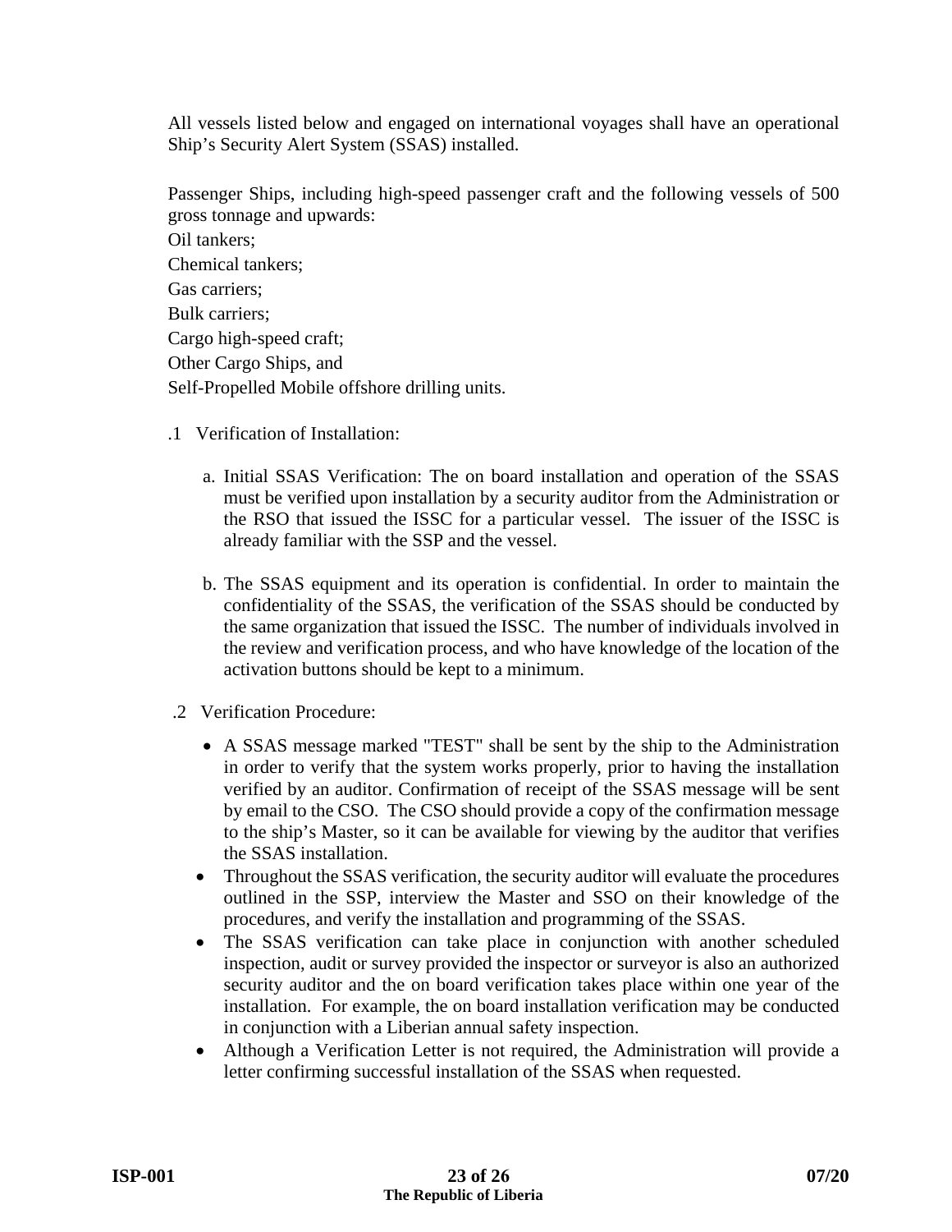All vessels listed below and engaged on international voyages shall have an operational Ship's Security Alert System (SSAS) installed.

Passenger Ships, including high-speed passenger craft and the following vessels of 500 gross tonnage and upwards:

Oil tankers;

Chemical tankers;

Gas carriers;

Bulk carriers;

Cargo high-speed craft;

Other Cargo Ships, and

Self-Propelled Mobile offshore drilling units.

.1 Verification of Installation:

a. Initial SSAS Verification: The on board installation and operation of the SSAS must be verified upon installation by a security auditor from the Administration or the RSO that issued the ISSC for a particular vessel. The issuer of the ISSC is already familiar with the SSP and the vessel.

b. The SSAS equipment and its operation is confidential. In order to maintain the confidentiality of the SSAS, the verification of the SSAS should be conducted by the same organization that issued the ISSC. The number of individuals involved in the review and verification process, and who have knowledge of the location of the activation buttons should be kept to a minimum.

.2 Verification Procedure:

- A SSAS message marked "TEST" shall be sent by the ship to the Administration in order to verify that the system works properly, prior to having the installation verified by an auditor. Confirmation of receipt of the SSAS message will be sent by email to the CSO. The CSO should provide a copy of the confirmation message to the ship's Master, so it can be available for viewing by the auditor that verifies the SSAS installation.
- Throughout the SSAS verification, the security auditor will evaluate the procedures outlined in the SSP, interview the Master and SSO on their knowledge of the procedures, and verify the installation and programming of the SSAS.
- The SSAS verification can take place in conjunction with another scheduled inspection, audit or survey provided the inspector or surveyor is also an authorized security auditor and the on board verification takes place within one year of the installation. For example, the on board installation verification may be conducted in conjunction with a Liberian annual safety inspection.
- Although a Verification Letter is not required, the Administration will provide a letter confirming successful installation of the SSAS when requested.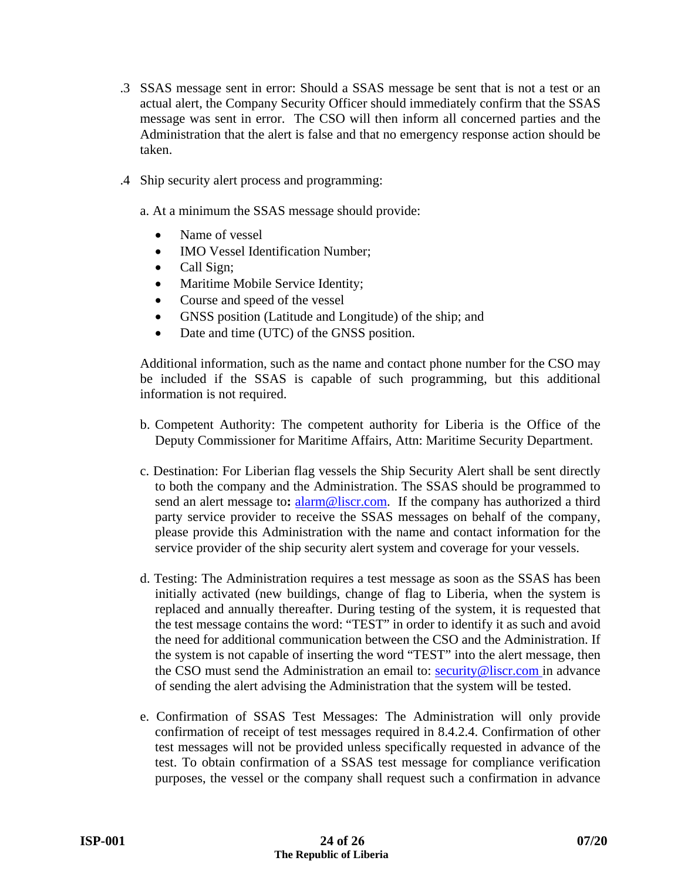.3 SSAS message sent in error: Should a SSAS message be sent that is not a test or an actual alert, the Company Security Officer should immediately confirm that the SSAS message was sent in error. The CSO will then inform all concerned parties and the Administration that the alert is false and that no emergency response action should be taken.

.4 Ship security alert process and programming:

a. At a minimum the SSAS message should provide:

- Name of vessel
- IMO Vessel Identification Number;
- Call Sign;
- Maritime Mobile Service Identity;
- Course and speed of the vessel
- GNSS position (Latitude and Longitude) of the ship; and
- Date and time (UTC) of the GNSS position.

Additional information, such as the name and contact phone number for the CSO may be included if the SSAS is capable of such programming, but this additional information is not required.

b. Competent Authority: The competent authority for Liberia is the Office of the Deputy Commissioner for Maritime Affairs, Attn: Maritime Security Department.

c. Destination: For Liberian flag vessels the Ship Security Alert shall be sent directly to both the company and the Administration. The SSAS should be programmed to send an alert message to**:** alarm@liscr.com. If the company has authorized a third party service provider to receive the SSAS messages on behalf of the company, please provide this Administration with the name and contact information for the service provider of the ship security alert system and coverage for your vessels.

d. Testing: The Administration requires a test message as soon as the SSAS has been initially activated (new buildings, change of flag to Liberia, when the system is replaced and annually thereafter. During testing of the system, it is requested that the test message contains the word: "TEST" in order to identify it as such and avoid the need for additional communication between the CSO and the Administration. If the system is not capable of inserting the word "TEST" into the alert message, then the CSO must send the Administration an email to: security@liscr.com in advance of sending the alert advising the Administration that the system will be tested.

e. Confirmation of SSAS Test Messages: The Administration will only provide confirmation of receipt of test messages required in 8.4.2.4. Confirmation of other test messages will not be provided unless specifically requested in advance of the test. To obtain confirmation of a SSAS test message for compliance verification purposes, the vessel or the company shall request such a confirmation in advance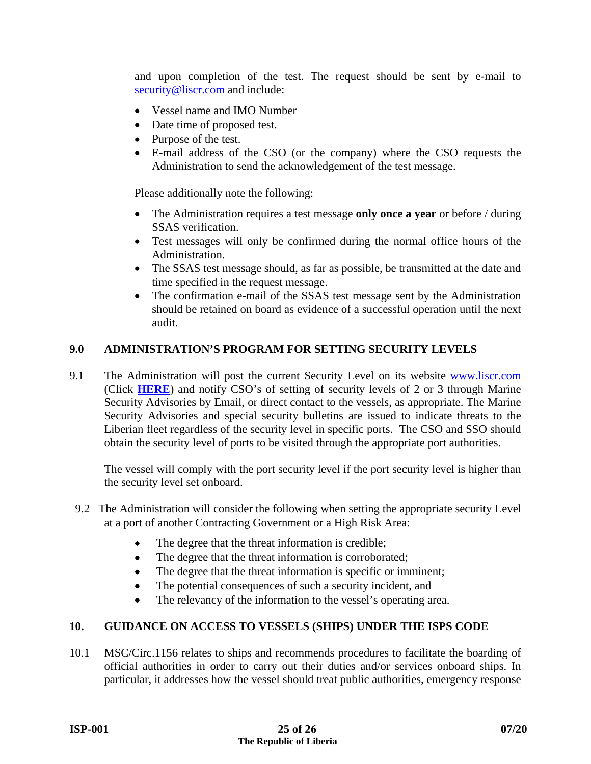and upon completion of the test. The request should be sent by e-mail to security@liscr.com and include:

- Vessel name and IMO Number
- Date time of proposed test.
- Purpose of the test.
- E-mail address of the CSO (or the company) where the CSO requests the Administration to send the acknowledgement of the test message.

Please additionally note the following:

- The Administration requires a test message **only once a year** or before / during SSAS verification.
- Test messages will only be confirmed during the normal office hours of the Administration.
- The SSAS test message should, as far as possible, be transmitted at the date and time specified in the request message.
- The confirmation e-mail of the SSAS test message sent by the Administration should be retained on board as evidence of a successful operation until the next audit.

## 9.0 ADMINISTRATION'S PROGRAM FOR SETTING SECURITY LEVELS

9.1 The Administration will post the current Security Level on its website www.liscr.com (Click **HERE**) and notify CSO's of setting of security levels of 2 or 3 through Marine Security Advisories by Email, or direct contact to the vessels, as appropriate. The Marine Security Advisories and special security bulletins are issued to indicate threats to the Liberian fleet regardless of the security level in specific ports. The CSO and SSO should obtain the security level of ports to be visited through the appropriate port authorities.

The vessel will comply with the port security level if the port security level is higher than the security level set onboard.

9.2 The Administration will consider the following when setting the appropriate security Level at a port of another Contracting Government or a High Risk Area:

- The degree that the threat information is credible;
- The degree that the threat information is corroborated;
- The degree that the threat information is specific or imminent;
- The potential consequences of such a security incident, and
- The relevancy of the information to the vessel's operating area.

## 10. GUIDANCE ON ACCESS TO VESSELS (SHIPS) UNDER THE ISPS CODE

10.1 MSC/Circ.1156 relates to ships and recommends procedures to facilitate the boarding of official authorities in order to carry out their duties and/or services onboard ships. In particular, it addresses how the vessel should treat public authorities, emergency response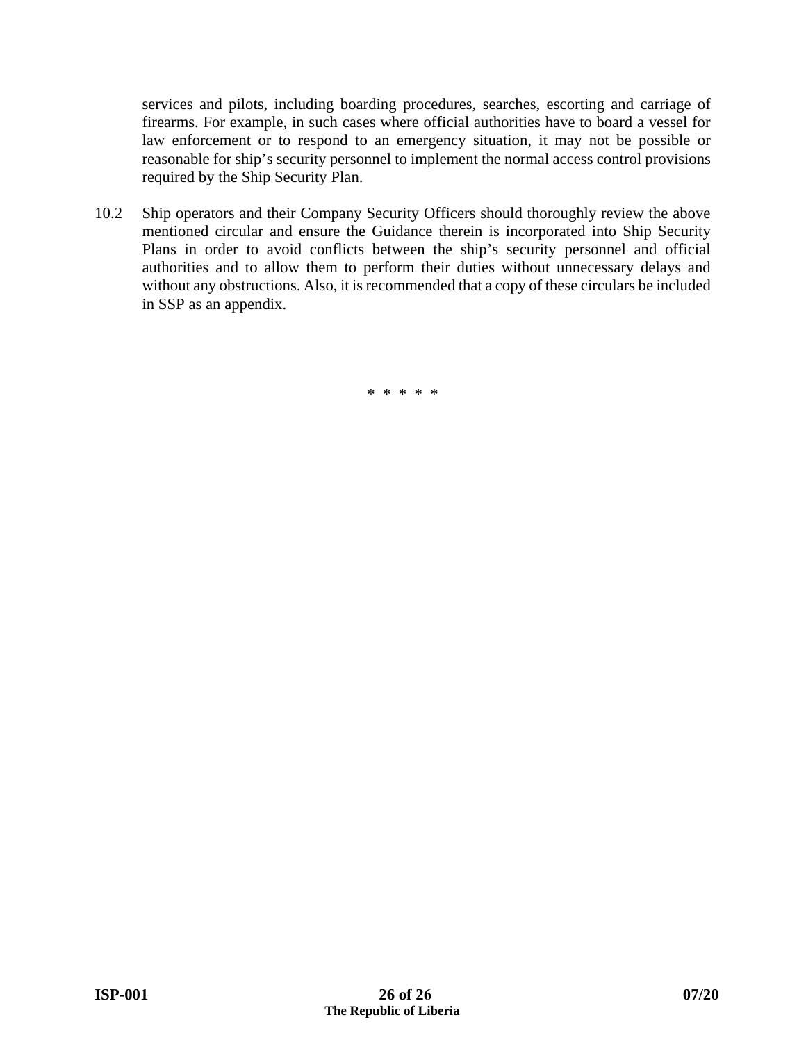services and pilots, including boarding procedures, searches, escorting and carriage of firearms. For example, in such cases where official authorities have to board a vessel for law enforcement or to respond to an emergency situation, it may not be possible or reasonable for ship's security personnel to implement the normal access control provisions required by the Ship Security Plan.

10.2 Ship operators and their Company Security Officers should thoroughly review the above mentioned circular and ensure the Guidance therein is incorporated into Ship Security Plans in order to avoid conflicts between the ship's security personnel and official authorities and to allow them to perform their duties without unnecessary delays and without any obstructions. Also, it is recommended that a copy of these circulars be included in SSP as an appendix.

\* \* \* \* \*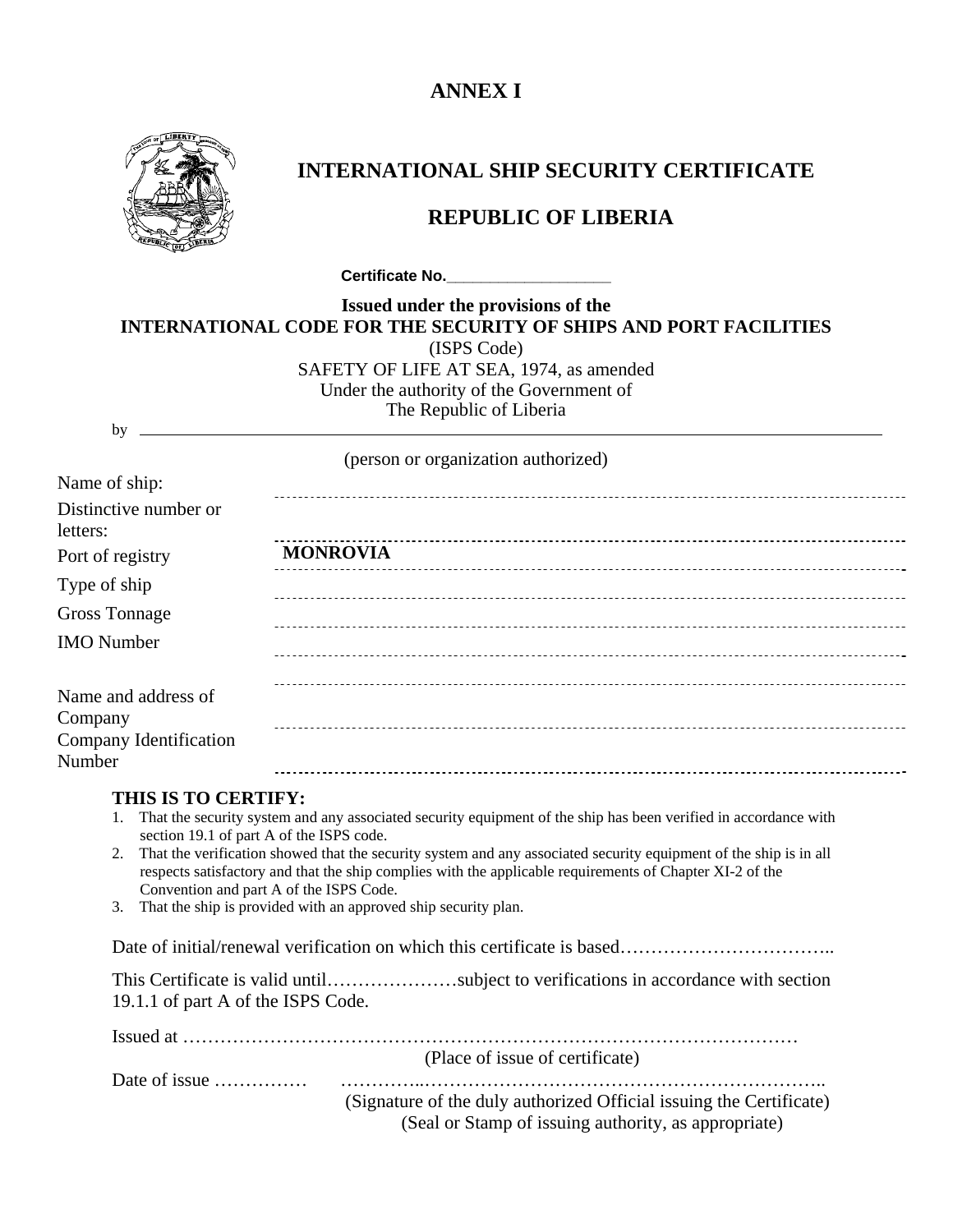# ANNEX I

## INTERNATIONAL SHIP SECURITY CERTIFICATE

## REPUBLIC OF LIBERIA

**Certificate No.\_\_\_\_\_\_\_\_\_\_\_\_\_\_\_\_\_\_\_\_**

**Issued under the provisions of the**
**INTERNATIONAL CODE FOR THE SECURITY OF SHIPS AND PORT FACILITIES**
(ISPS Code)
SAFETY OF LIFE AT SEA, 1974, as amended
Under the authority of the Government of
The Republic of Liberia

by \_\_\_\_\_\_\_\_\_\_\_\_\_\_\_\_\_\_\_\_\_\_\_\_\_\_\_\_\_\_\_\_\_\_\_\_\_\_\_\_\_\_\_\_\_\_\_\_\_\_\_\_\_\_\_\_\_\_\_\_\_\_

(person or organization authorized)

| | |
|---|---|
| Name of ship: | |
| Distinctive number or letters: | |
| Port of registry | **MONROVIA** |
| Type of ship | |
| Gross Tonnage | |
| IMO Number | |
| Name and address of Company | |
| Company Identification Number | |

**THIS IS TO CERTIFY:**

1. That the security system and any associated security equipment of the ship has been verified in accordance with section 19.1 of part A of the ISPS code.
2. That the verification showed that the security system and any associated security equipment of the ship is in all respects satisfactory and that the ship complies with the applicable requirements of Chapter XI-2 of the Convention and part A of the ISPS Code.
3. That the ship is provided with an approved ship security plan.

Date of initial/renewal verification on which this certificate is based……………………………..

This Certificate is valid until…………………subject to verifications in accordance with section 19.1.1 of part A of the ISPS Code.

Issued at ………………………………………………………………………………………
(Place of issue of certificate)

Date of issue …………… ………….………………………………………………………..
(Signature of the duly authorized Official issuing the Certificate)
(Seal or Stamp of issuing authority, as appropriate)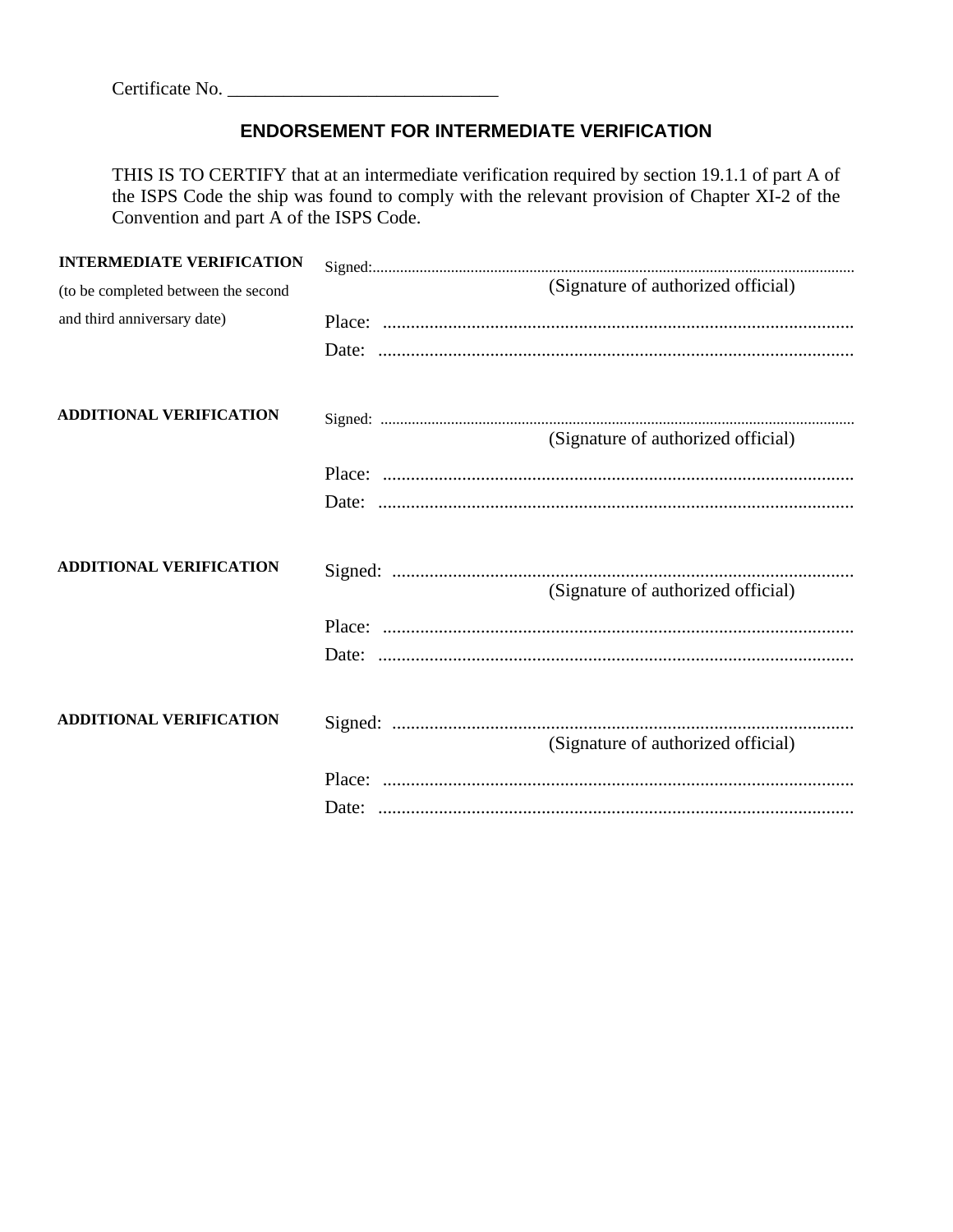Certificate No. ____________________________

## ENDORSEMENT FOR INTERMEDIATE VERIFICATION

THIS IS TO CERTIFY that at an intermediate verification required by section 19.1.1 of part A of the ISPS Code the ship was found to comply with the relevant provision of Chapter XI-2 of the Convention and part A of the ISPS Code.

**INTERMEDIATE VERIFICATION**
(to be completed between the second and third anniversary date)

Signed:..........................................................................................................................
(Signature of authorized official)

Place: .....................................................................................................

Date: ......................................................................................................

**ADDITIONAL VERIFICATION**

Signed: ........................................................................................................................
(Signature of authorized official)

Place: .....................................................................................................

Date: ......................................................................................................

**ADDITIONAL VERIFICATION**

Signed: ..................................................................................................
(Signature of authorized official)

Place: .....................................................................................................

Date: ......................................................................................................

**ADDITIONAL VERIFICATION**

Signed: ..................................................................................................
(Signature of authorized official)

Place: .....................................................................................................

Date: ......................................................................................................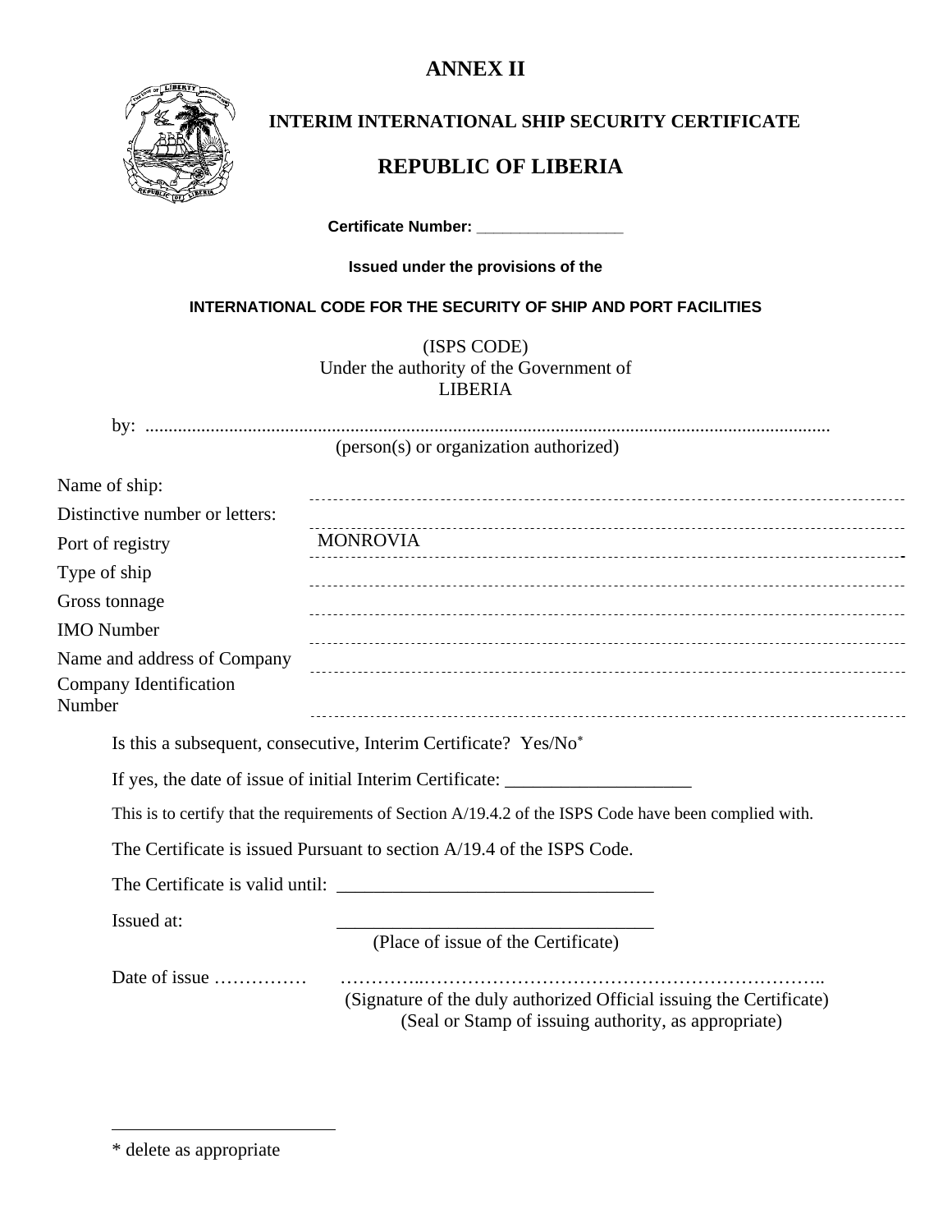# ANNEX II

## INTERIM INTERNATIONAL SHIP SECURITY CERTIFICATE

## REPUBLIC OF LIBERIA

**Certificate Number: _________________**

**Issued under the provisions of the**

**INTERNATIONAL CODE FOR THE SECURITY OF SHIP AND PORT FACILITIES**

(ISPS CODE)
Under the authority of the Government of
LIBERIA

by: ..............................................................................................................................................
(person(s) or organization authorized)

| | |
|---|---|
| Name of ship: | |
| Distinctive number or letters: | |
| Port of registry | MONROVIA |
| Type of ship | |
| Gross tonnage | |
| IMO Number | |
| Name and address of Company | |
| Company Identification Number | |

Is this a subsequent, consecutive, Interim Certificate? Yes/No*

If yes, the date of issue of initial Interim Certificate: ____________________

This is to certify that the requirements of Section A/19.4.2 of the ISPS Code have been complied with.

The Certificate is issued Pursuant to section A/19.4 of the ISPS Code.

The Certificate is valid until: __________________________________

Issued at: __________________________________
(Place of issue of the Certificate)

Date of issue …………… …………..…………………………………………………………..
(Signature of the duly authorized Official issuing the Certificate)
(Seal or Stamp of issuing authority, as appropriate)

* delete as appropriate